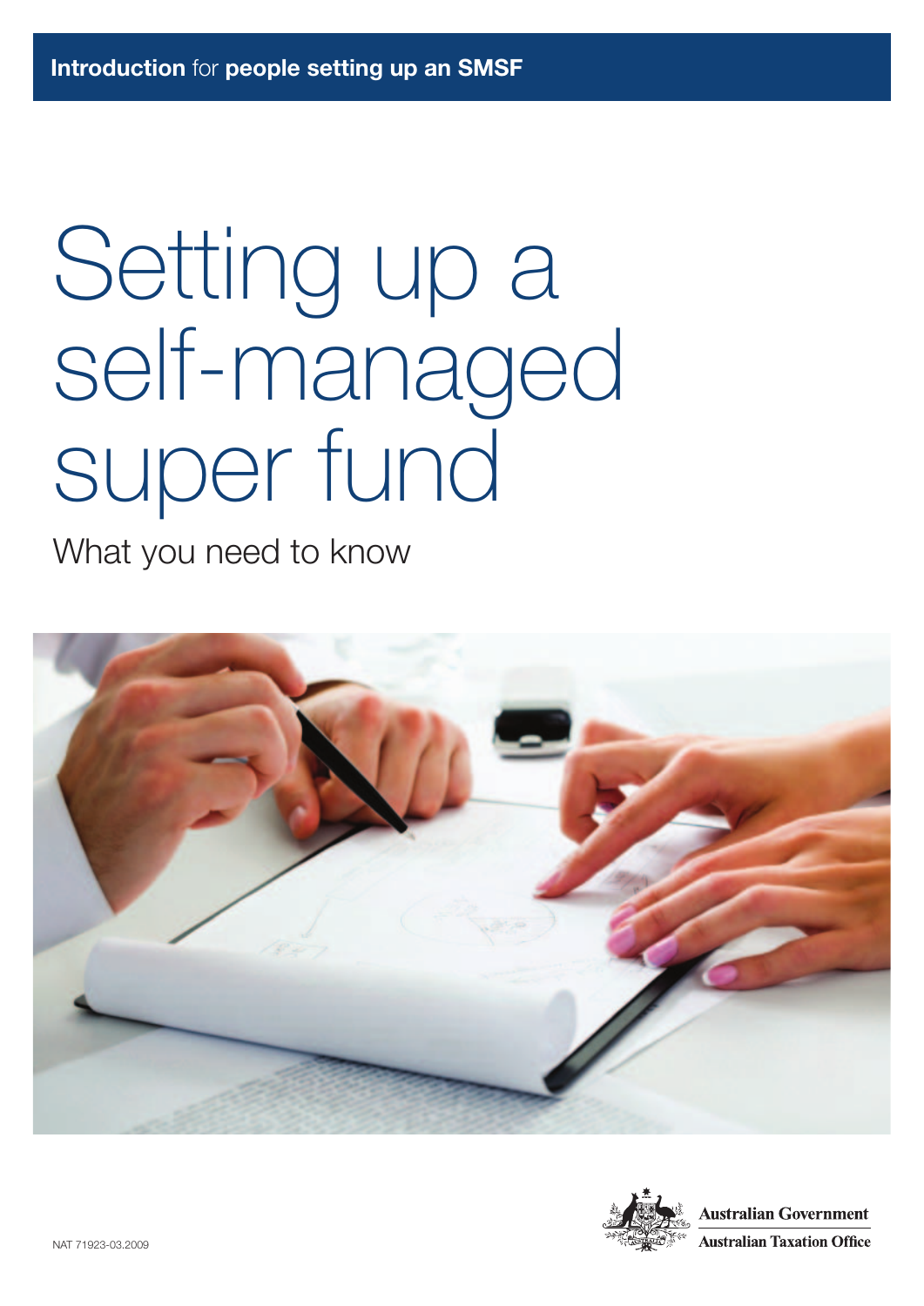**Introduction** for **people setting up an SMSF**

# Setting up a self-managed super fund

## What you need to know

NAT 71923-03.2009

**Australian Government**

**Australian Taxation Office**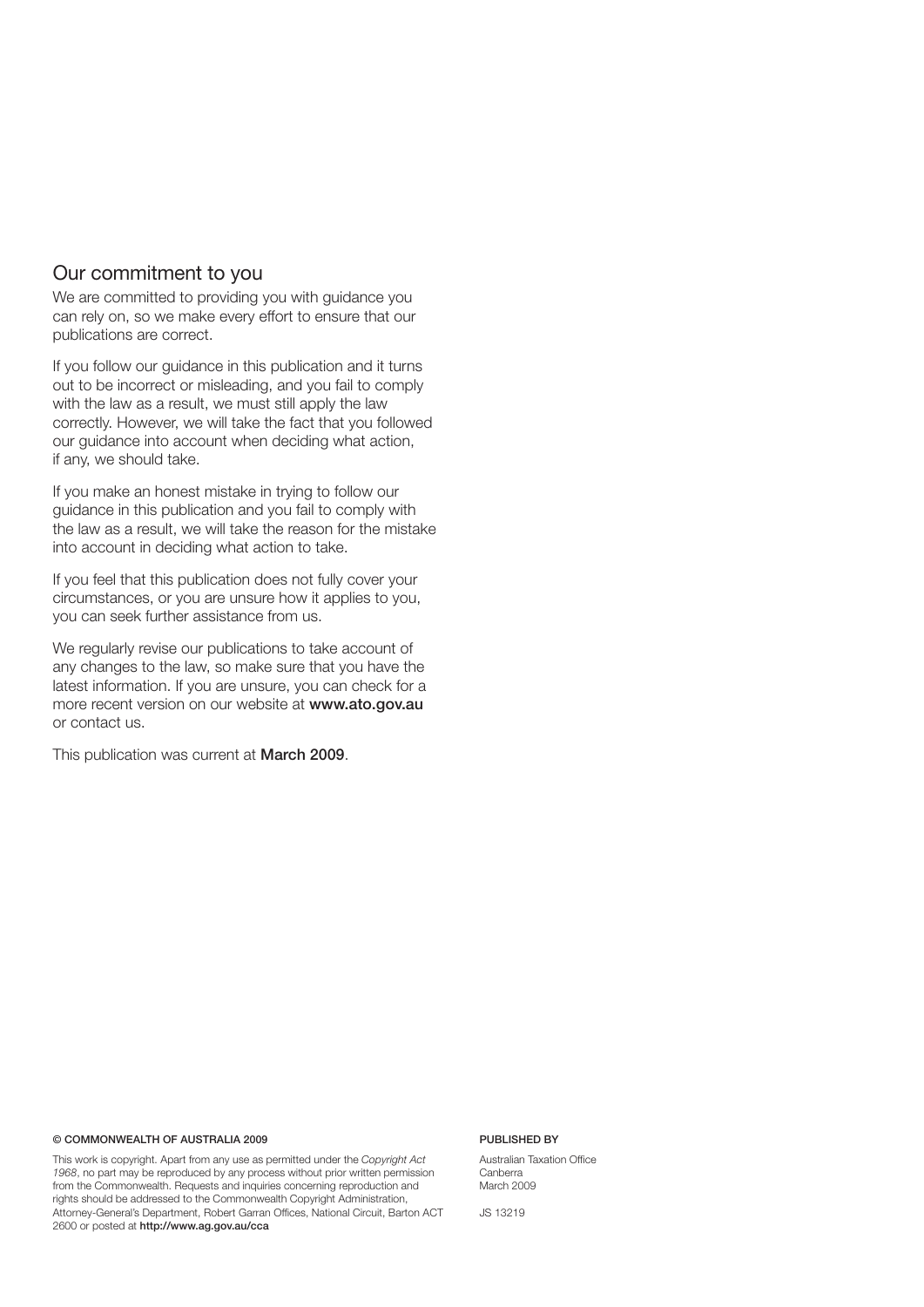## Our commitment to you

We are committed to providing you with guidance you can rely on, so we make every effort to ensure that our publications are correct.

If you follow our guidance in this publication and it turns out to be incorrect or misleading, and you fail to comply with the law as a result, we must still apply the law correctly. However, we will take the fact that you followed our guidance into account when deciding what action, if any, we should take.

If you make an honest mistake in trying to follow our guidance in this publication and you fail to comply with the law as a result, we will take the reason for the mistake into account in deciding what action to take.

If you feel that this publication does not fully cover your circumstances, or you are unsure how it applies to you, you can seek further assistance from us.

We regularly revise our publications to take account of any changes to the law, so make sure that you have the latest information. If you are unsure, you can check for a more recent version on our website at **www.ato.gov.au** or contact us.

This publication was current at **March 2009**.

**© COMMONWEALTH OF AUSTRALIA 2009**

This work is copyright. Apart from any use as permitted under the *Copyright Act 1968*, no part may be reproduced by any process without prior written permission from the Commonwealth. Requests and inquiries concerning reproduction and rights should be addressed to the Commonwealth Copyright Administration, Attorney-General's Department, Robert Garran Offices, National Circuit, Barton ACT 2600 or posted at **http://www.ag.gov.au/cca**

**PUBLISHED BY**

Australian Taxation Office
Canberra
March 2009

JS 13219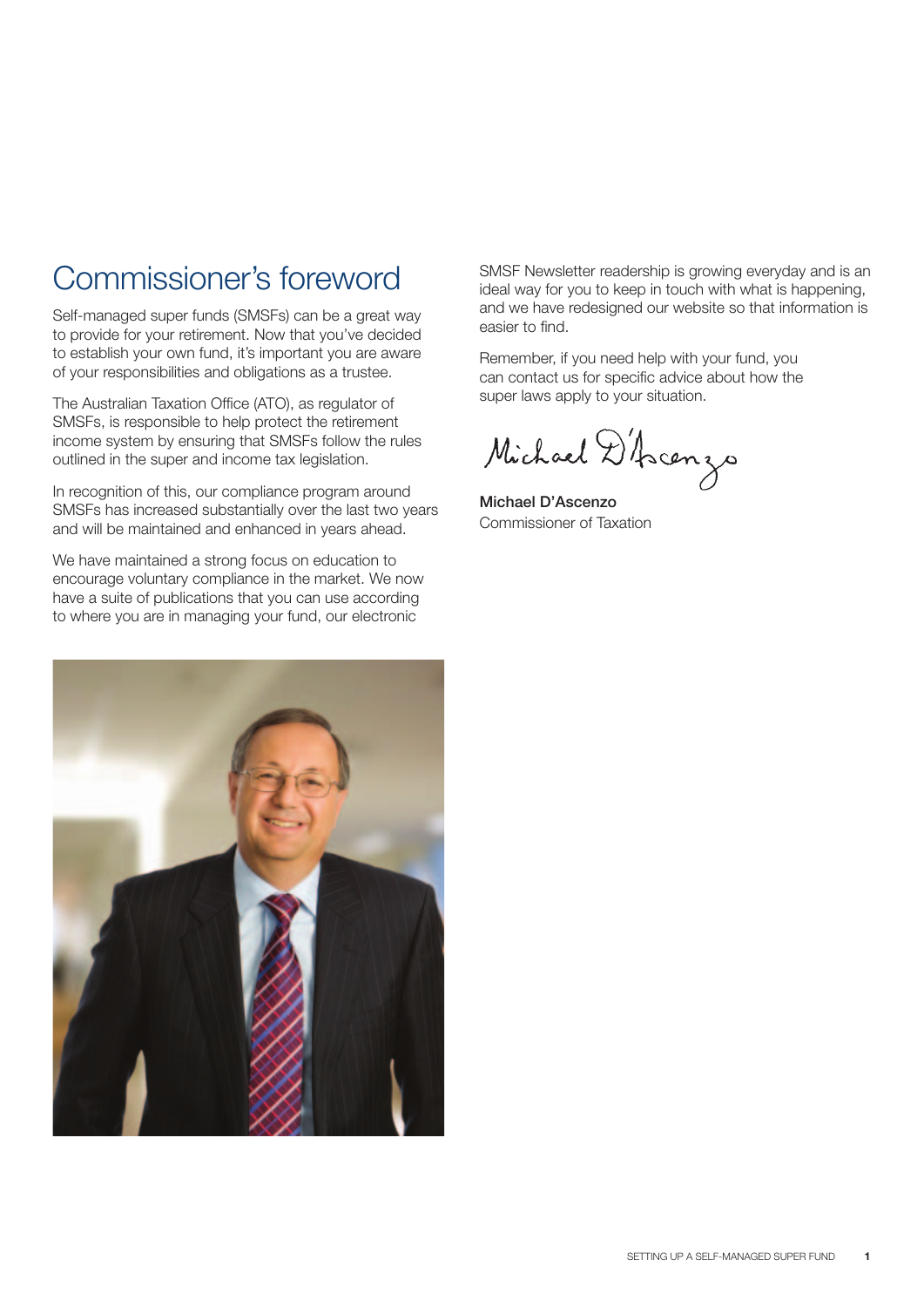# Commissioner's foreword

Self-managed super funds (SMSFs) can be a great way to provide for your retirement. Now that you've decided to establish your own fund, it's important you are aware of your responsibilities and obligations as a trustee.

The Australian Taxation Office (ATO), as regulator of SMSFs, is responsible to help protect the retirement income system by ensuring that SMSFs follow the rules outlined in the super and income tax legislation.

In recognition of this, our compliance program around SMSFs has increased substantially over the last two years and will be maintained and enhanced in years ahead.

We have maintained a strong focus on education to encourage voluntary compliance in the market. We now have a suite of publications that you can use according to where you are in managing your fund, our electronic SMSF Newsletter readership is growing everyday and is an ideal way for you to keep in touch with what is happening, and we have redesigned our website so that information is easier to find.

Remember, if you need help with your fund, you can contact us for specific advice about how the super laws apply to your situation.

**Michael D'Ascenzo**
Commissioner of Taxation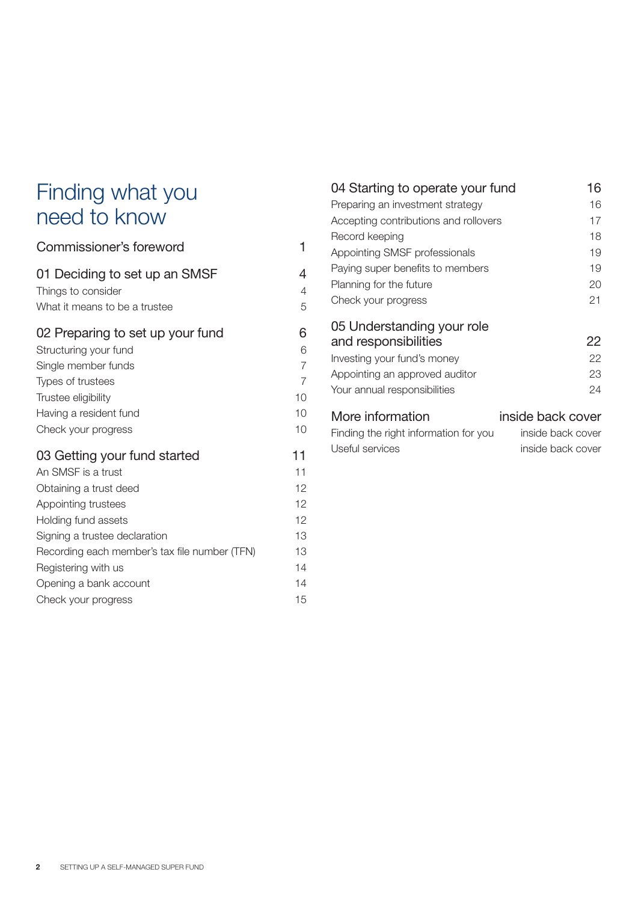# Finding what you need to know

| | |
|---|---|
| **Commissioner's foreword** | **1** |
| **01 Deciding to set up an SMSF** | **4** |
| Things to consider | 4 |
| What it means to be a trustee | 5 |
| **02 Preparing to set up your fund** | **6** |
| Structuring your fund | 6 |
| Single member funds | 7 |
| Types of trustees | 7 |
| Trustee eligibility | 10 |
| Having a resident fund | 10 |
| Check your progress | 10 |
| **03 Getting your fund started** | **11** |
| An SMSF is a trust | 11 |
| Obtaining a trust deed | 12 |
| Appointing trustees | 12 |
| Holding fund assets | 12 |
| Signing a trustee declaration | 13 |
| Recording each member's tax file number (TFN) | 13 |
| Registering with us | 14 |
| Opening a bank account | 14 |
| Check your progress | 15 |
| **04 Starting to operate your fund** | **16** |
| Preparing an investment strategy | 16 |
| Accepting contributions and rollovers | 17 |
| Record keeping | 18 |
| Appointing SMSF professionals | 19 |
| Paying super benefits to members | 19 |
| Planning for the future | 20 |
| Check your progress | 21 |
| **05 Understanding your role and responsibilities** | **22** |
| Investing your fund's money | 22 |
| Appointing an approved auditor | 23 |
| Your annual responsibilities | 24 |
| **More information** | **inside back cover** |
| Finding the right information for you | inside back cover |
| Useful services | inside back cover |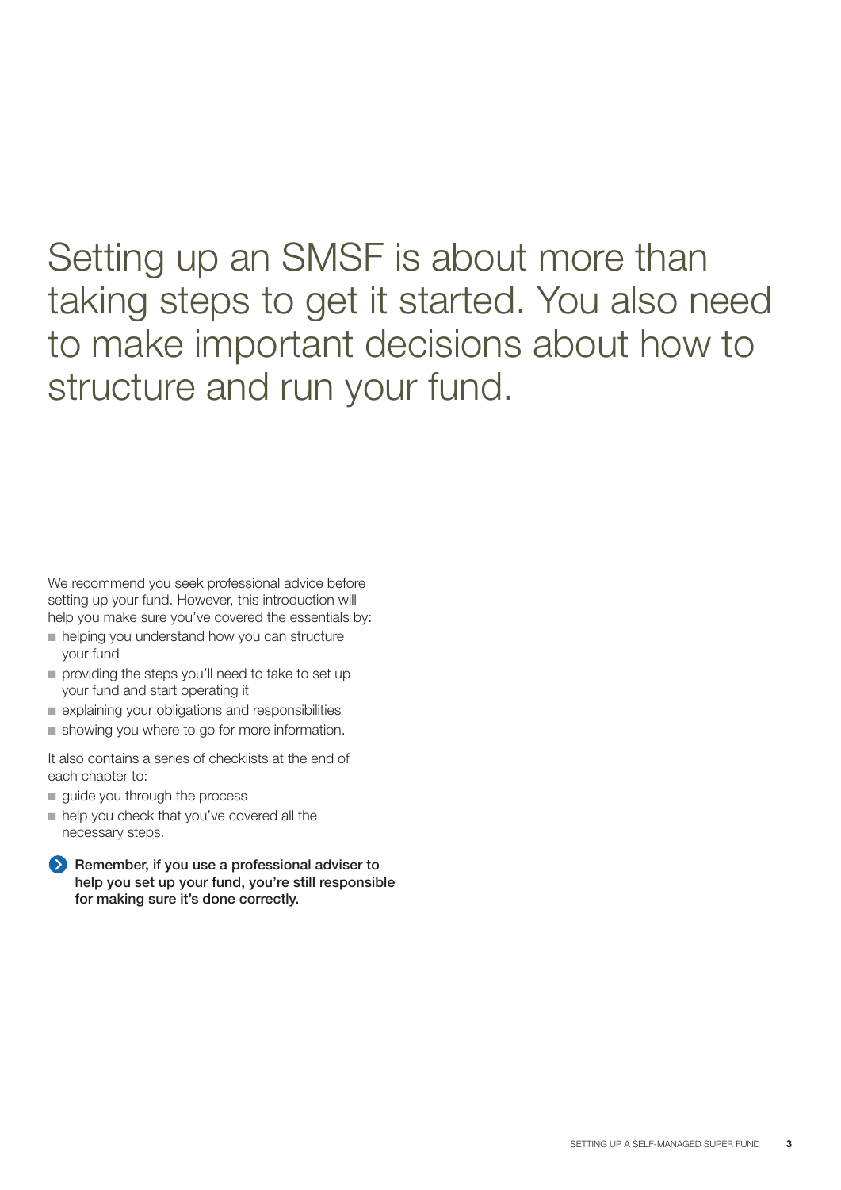# Setting up an SMSF is about more than taking steps to get it started. You also need to make important decisions about how to structure and run your fund.

We recommend you seek professional advice before setting up your fund. However, this introduction will help you make sure you've covered the essentials by:

- helping you understand how you can structure your fund
- providing the steps you'll need to take to set up your fund and start operating it
- explaining your obligations and responsibilities
- showing you where to go for more information.

It also contains a series of checklists at the end of each chapter to:

- guide you through the process
- help you check that you've covered all the necessary steps.

**Remember, if you use a professional adviser to help you set up your fund, you're still responsible for making sure it's done correctly.**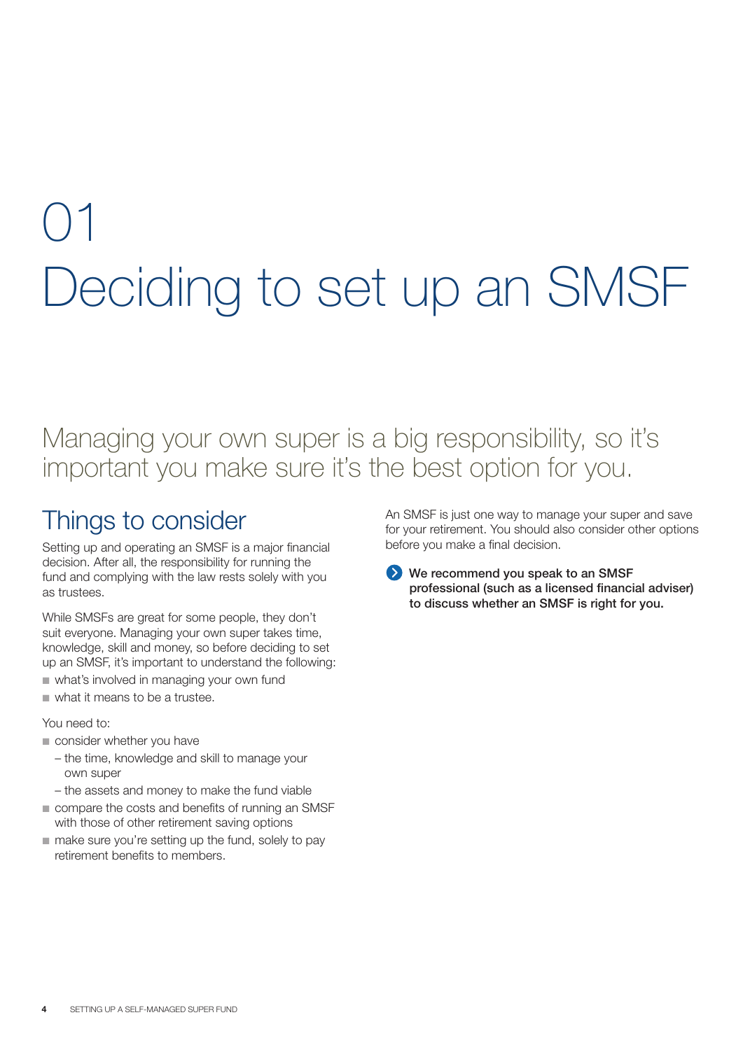# 01 Deciding to set up an SMSF

Managing your own super is a big responsibility, so it's important you make sure it's the best option for you.

## Things to consider

Setting up and operating an SMSF is a major financial decision. After all, the responsibility for running the fund and complying with the law rests solely with you as trustees.

While SMSFs are great for some people, they don't suit everyone. Managing your own super takes time, knowledge, skill and money, so before deciding to set up an SMSF, it's important to understand the following:

- what's involved in managing your own fund
- what it means to be a trustee.

You need to:

- consider whether you have
  - the time, knowledge and skill to manage your own super
  - the assets and money to make the fund viable
- compare the costs and benefits of running an SMSF with those of other retirement saving options
- make sure you're setting up the fund, solely to pay retirement benefits to members.

An SMSF is just one way to manage your super and save for your retirement. You should also consider other options before you make a final decision.

**We recommend you speak to an SMSF professional (such as a licensed financial adviser) to discuss whether an SMSF is right for you.**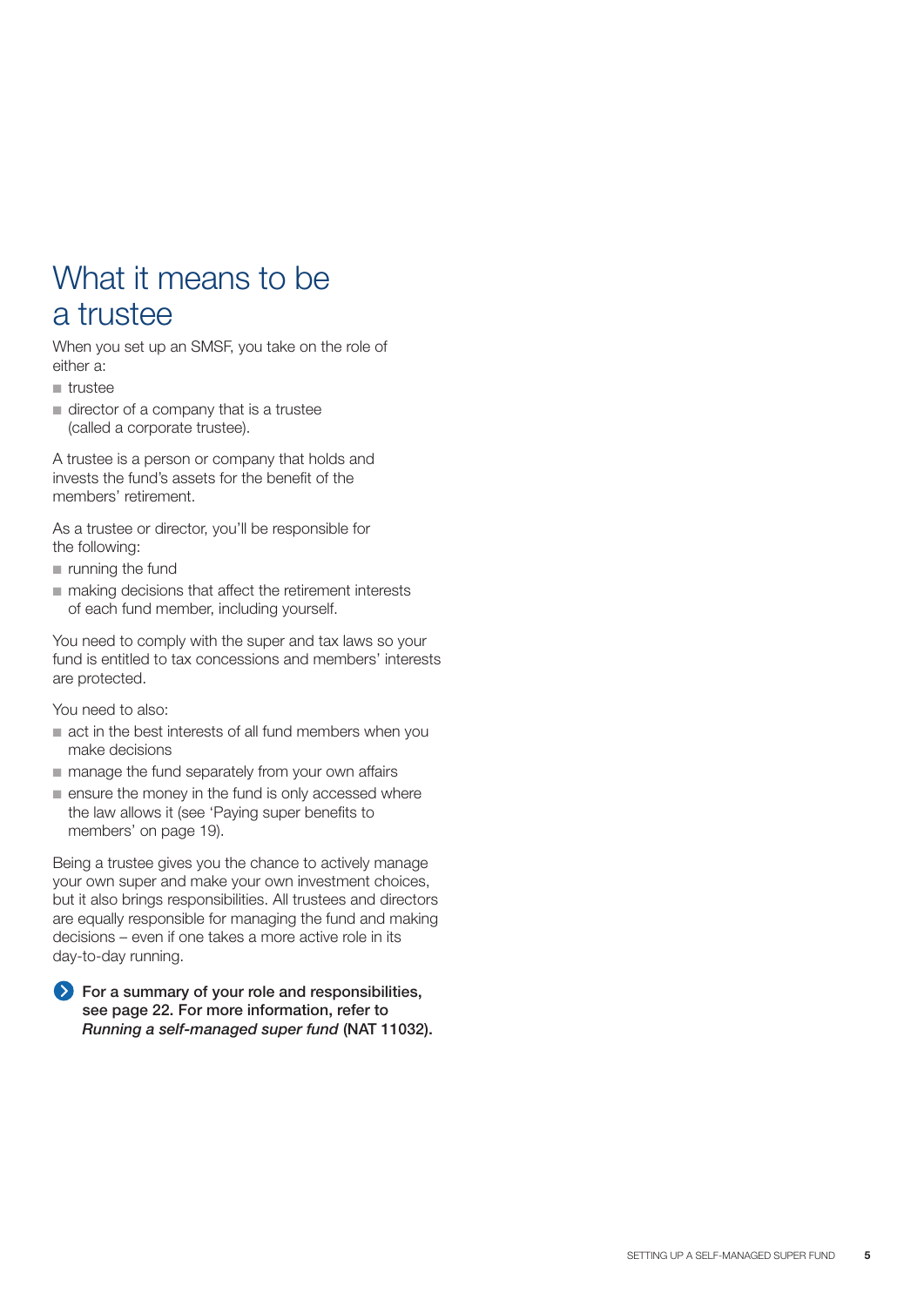# What it means to be a trustee

When you set up an SMSF, you take on the role of either a:

- trustee
- director of a company that is a trustee (called a corporate trustee).

A trustee is a person or company that holds and invests the fund's assets for the benefit of the members' retirement.

As a trustee or director, you'll be responsible for the following:

- running the fund
- making decisions that affect the retirement interests of each fund member, including yourself.

You need to comply with the super and tax laws so your fund is entitled to tax concessions and members' interests are protected.

You need to also:

- act in the best interests of all fund members when you make decisions
- manage the fund separately from your own affairs
- ensure the money in the fund is only accessed where the law allows it (see 'Paying super benefits to members' on page 19).

Being a trustee gives you the chance to actively manage your own super and make your own investment choices, but it also brings responsibilities. All trustees and directors are equally responsible for managing the fund and making decisions – even if one takes a more active role in its day-to-day running.

**For a summary of your role and responsibilities, see page 22. For more information, refer to *Running a self-managed super fund* (NAT 11032).**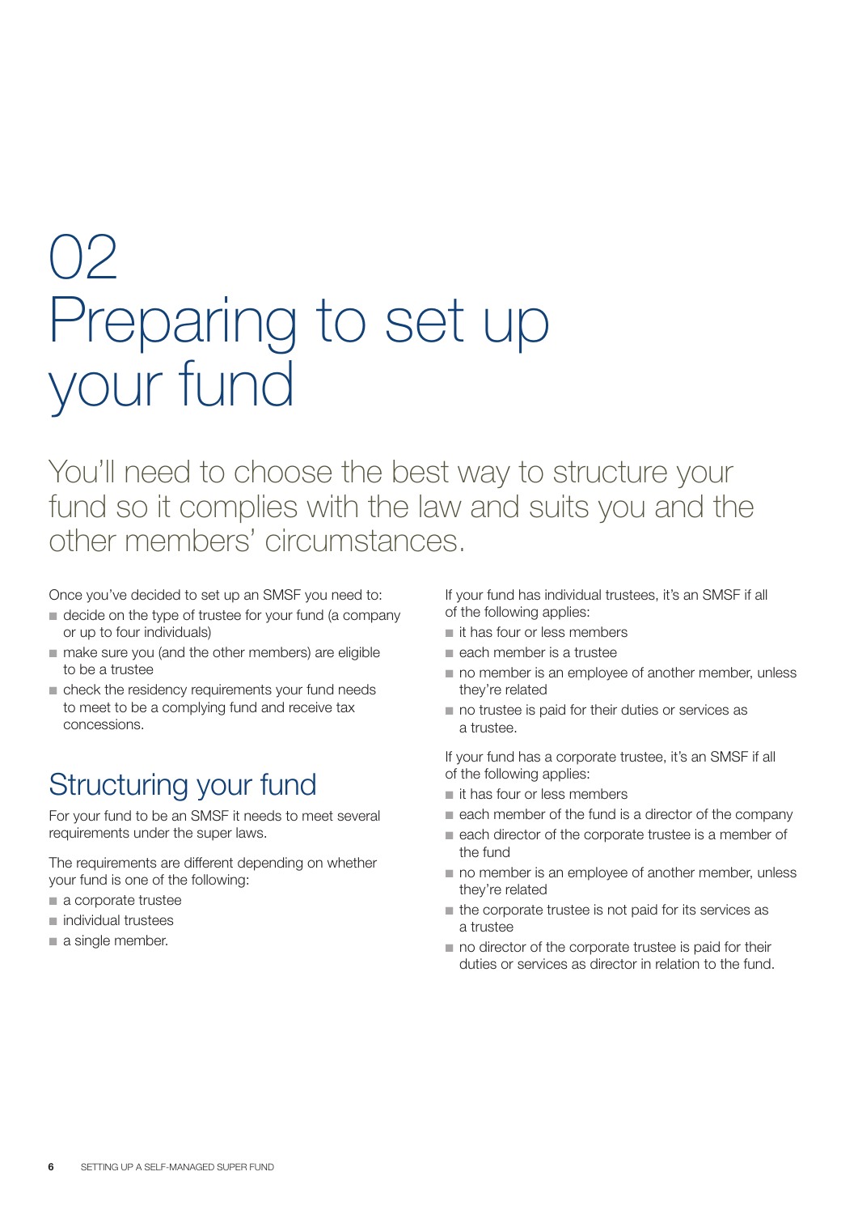# 02 Preparing to set up your fund

You'll need to choose the best way to structure your fund so it complies with the law and suits you and the other members' circumstances.

Once you've decided to set up an SMSF you need to:

- decide on the type of trustee for your fund (a company or up to four individuals)
- make sure you (and the other members) are eligible to be a trustee
- check the residency requirements your fund needs to meet to be a complying fund and receive tax concessions.

## Structuring your fund

For your fund to be an SMSF it needs to meet several requirements under the super laws.

The requirements are different depending on whether your fund is one of the following:

- a corporate trustee
- individual trustees
- a single member.

If your fund has individual trustees, it's an SMSF if all of the following applies:

- it has four or less members
- each member is a trustee
- no member is an employee of another member, unless they're related
- no trustee is paid for their duties or services as a trustee.

If your fund has a corporate trustee, it's an SMSF if all of the following applies:

- it has four or less members
- each member of the fund is a director of the company
- each director of the corporate trustee is a member of the fund
- no member is an employee of another member, unless they're related
- the corporate trustee is not paid for its services as a trustee
- no director of the corporate trustee is paid for their duties or services as director in relation to the fund.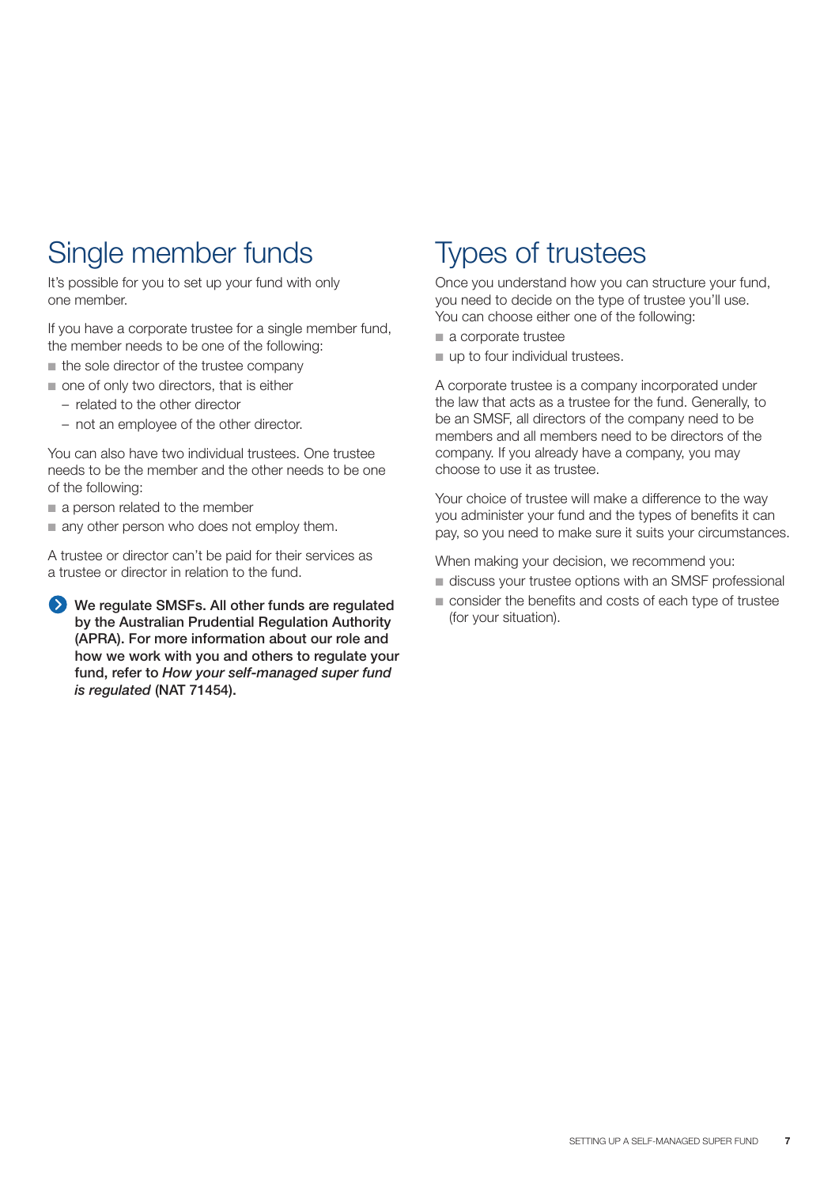## Single member funds

It's possible for you to set up your fund with only one member.

If you have a corporate trustee for a single member fund, the member needs to be one of the following:

- the sole director of the trustee company
- one of only two directors, that is either
  - related to the other director
  - not an employee of the other director.

You can also have two individual trustees. One trustee needs to be the member and the other needs to be one of the following:

- a person related to the member
- any other person who does not employ them.

A trustee or director can't be paid for their services as a trustee or director in relation to the fund.

**We regulate SMSFs. All other funds are regulated by the Australian Prudential Regulation Authority (APRA). For more information about our role and how we work with you and others to regulate your fund, refer to *How your self-managed super fund is regulated* (NAT 71454).**

## Types of trustees

Once you understand how you can structure your fund, you need to decide on the type of trustee you'll use. You can choose either one of the following:

- a corporate trustee
- up to four individual trustees.

A corporate trustee is a company incorporated under the law that acts as a trustee for the fund. Generally, to be an SMSF, all directors of the company need to be members and all members need to be directors of the company. If you already have a company, you may choose to use it as trustee.

Your choice of trustee will make a difference to the way you administer your fund and the types of benefits it can pay, so you need to make sure it suits your circumstances.

When making your decision, we recommend you:

- discuss your trustee options with an SMSF professional
- consider the benefits and costs of each type of trustee (for your situation).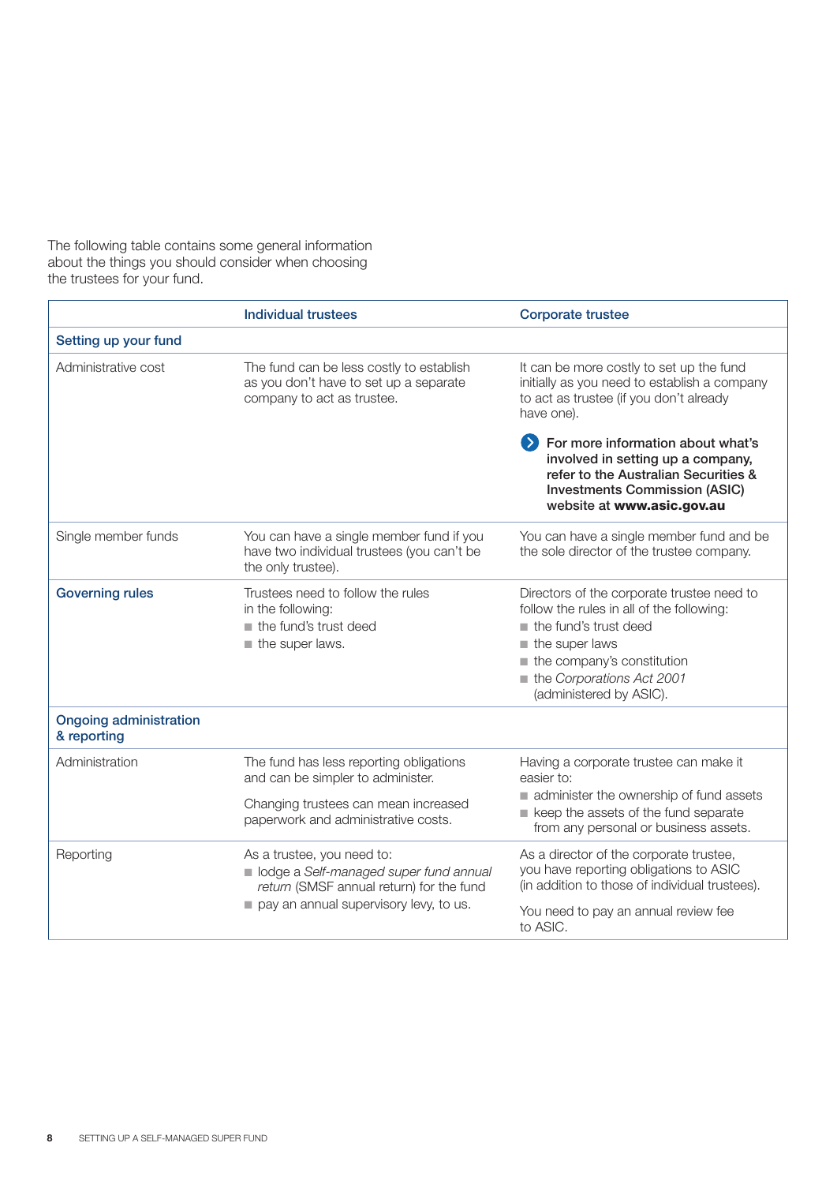The following table contains some general information about the things you should consider when choosing the trustees for your fund.

| | Individual trustees | Corporate trustee |
|---|---|---|
| **Setting up your fund** | | |
| Administrative cost | The fund can be less costly to establish as you don't have to set up a separate company to act as trustee. | It can be more costly to set up the fund initially as you need to establish a company to act as trustee (if you don't already have one).<br><br>**For more information about what's involved in setting up a company, refer to the Australian Securities & Investments Commission (ASIC) website at www.asic.gov.au** |
| Single member funds | You can have a single member fund if you have two individual trustees (you can't be the only trustee). | You can have a single member fund and be the sole director of the trustee company. |
| **Governing rules** | Trustees need to follow the rules in the following:<br>- the fund's trust deed<br>- the super laws. | Directors of the corporate trustee need to follow the rules in all of the following:<br>- the fund's trust deed<br>- the super laws<br>- the company's constitution<br>- the *Corporations Act 2001* (administered by ASIC). |
| **Ongoing administration & reporting** | | |
| Administration | The fund has less reporting obligations and can be simpler to administer.<br><br>Changing trustees can mean increased paperwork and administrative costs. | Having a corporate trustee can make it easier to:<br>- administer the ownership of fund assets<br>- keep the assets of the fund separate from any personal or business assets. |
| Reporting | As a trustee, you need to:<br>- lodge a *Self-managed super fund annual return* (SMSF annual return) for the fund<br>- pay an annual supervisory levy, to us. | As a director of the corporate trustee, you have reporting obligations to ASIC (in addition to those of individual trustees).<br><br>You need to pay an annual review fee to ASIC. |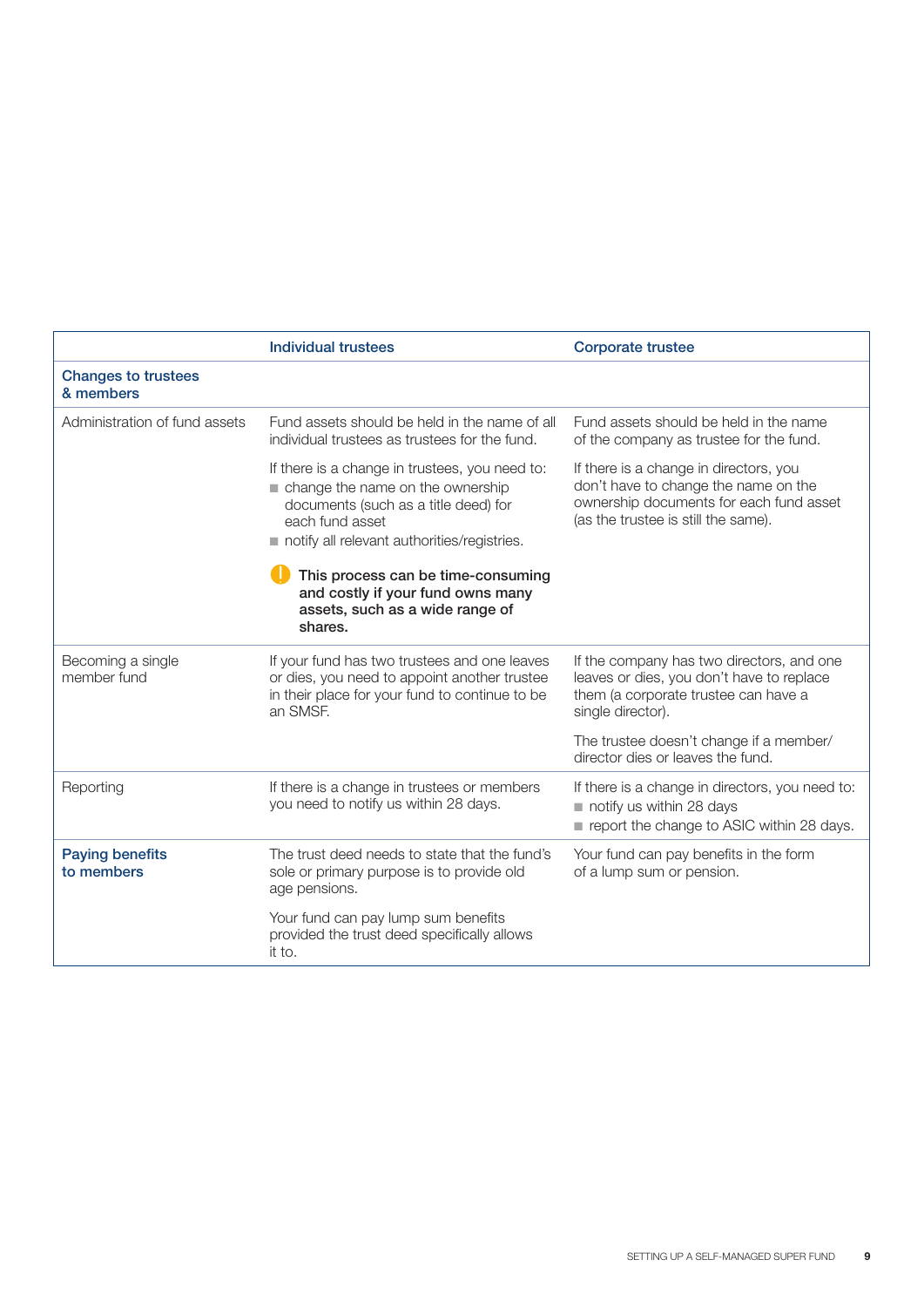| | Individual trustees | Corporate trustee |
|---|---|---|
| **Changes to trustees & members** | | |
| Administration of fund assets | Fund assets should be held in the name of all individual trustees as trustees for the fund.<br><br>If there is a change in trustees, you need to:<br>■ change the name on the ownership documents (such as a title deed) for each fund asset<br>■ notify all relevant authorities/registries.<br><br>! **This process can be time-consuming and costly if your fund owns many assets, such as a wide range of shares.** | Fund assets should be held in the name of the company as trustee for the fund.<br><br>If there is a change in directors, you don't have to change the name on the ownership documents for each fund asset (as the trustee is still the same). |
| Becoming a single member fund | If your fund has two trustees and one leaves or dies, you need to appoint another trustee in their place for your fund to continue to be an SMSF. | If the company has two directors, and one leaves or dies, you don't have to replace them (a corporate trustee can have a single director).<br><br>The trustee doesn't change if a member/director dies or leaves the fund. |
| Reporting | If there is a change in trustees or members you need to notify us within 28 days. | If there is a change in directors, you need to:<br>■ notify us within 28 days<br>■ report the change to ASIC within 28 days. |
| **Paying benefits to members** | The trust deed needs to state that the fund's sole or primary purpose is to provide old age pensions.<br><br>Your fund can pay lump sum benefits provided the trust deed specifically allows it to. | Your fund can pay benefits in the form of a lump sum or pension. |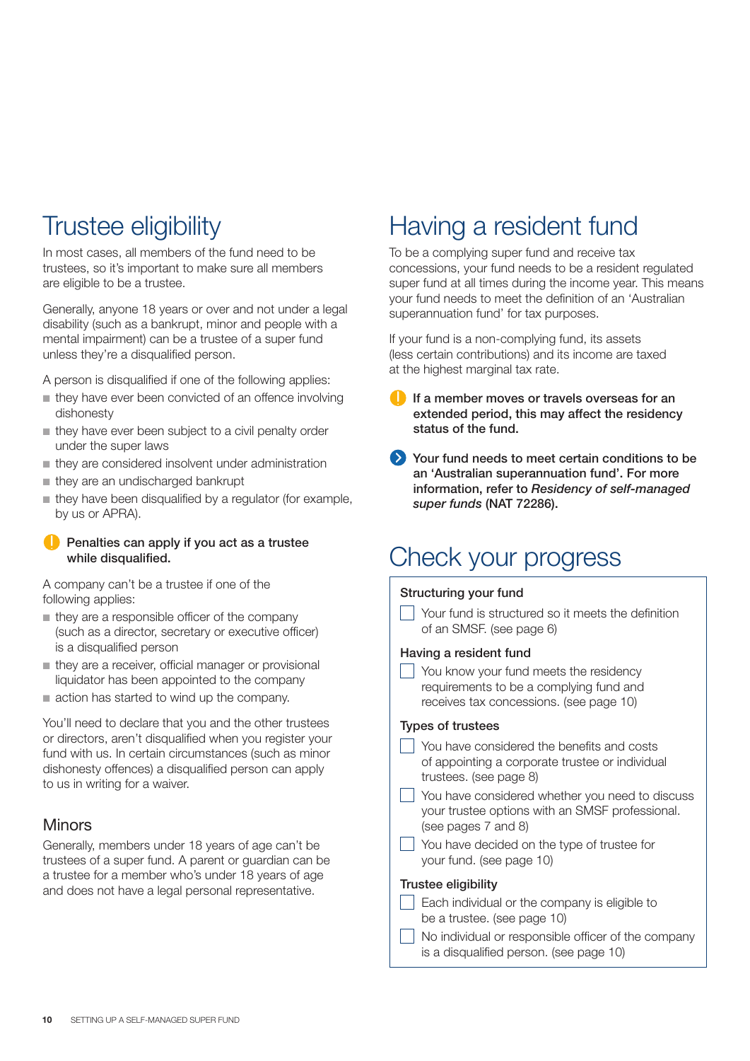# Trustee eligibility

In most cases, all members of the fund need to be trustees, so it's important to make sure all members are eligible to be a trustee.

Generally, anyone 18 years or over and not under a legal disability (such as a bankrupt, minor and people with a mental impairment) can be a trustee of a super fund unless they're a disqualified person.

A person is disqualified if one of the following applies:

- they have ever been convicted of an offence involving dishonesty
- they have ever been subject to a civil penalty order under the super laws
- they are considered insolvent under administration
- they are an undischarged bankrupt
- they have been disqualified by a regulator (for example, by us or APRA).

**Penalties can apply if you act as a trustee while disqualified.**

A company can't be a trustee if one of the following applies:

- they are a responsible officer of the company (such as a director, secretary or executive officer) is a disqualified person
- they are a receiver, official manager or provisional liquidator has been appointed to the company
- action has started to wind up the company.

You'll need to declare that you and the other trustees or directors, aren't disqualified when you register your fund with us. In certain circumstances (such as minor dishonesty offences) a disqualified person can apply to us in writing for a waiver.

## Minors

Generally, members under 18 years of age can't be trustees of a super fund. A parent or guardian can be a trustee for a member who's under 18 years of age and does not have a legal personal representative.

# Having a resident fund

To be a complying super fund and receive tax concessions, your fund needs to be a resident regulated super fund at all times during the income year. This means your fund needs to meet the definition of an 'Australian superannuation fund' for tax purposes.

If your fund is a non-complying fund, its assets (less certain contributions) and its income are taxed at the highest marginal tax rate.

**If a member moves or travels overseas for an extended period, this may affect the residency status of the fund.**

**Your fund needs to meet certain conditions to be an 'Australian superannuation fund'. For more information, refer to *Residency of self-managed super funds* (NAT 72286).**

# Check your progress

**Structuring your fund**

- [ ] Your fund is structured so it meets the definition of an SMSF. (see page 6)

**Having a resident fund**

- [ ] You know your fund meets the residency requirements to be a complying fund and receives tax concessions. (see page 10)

**Types of trustees**

- [ ] You have considered the benefits and costs of appointing a corporate trustee or individual trustees. (see page 8)
- [ ] You have considered whether you need to discuss your trustee options with an SMSF professional. (see pages 7 and 8)
- [ ] You have decided on the type of trustee for your fund. (see page 10)

**Trustee eligibility**

- [ ] Each individual or the company is eligible to be a trustee. (see page 10)
- [ ] No individual or responsible officer of the company is a disqualified person. (see page 10)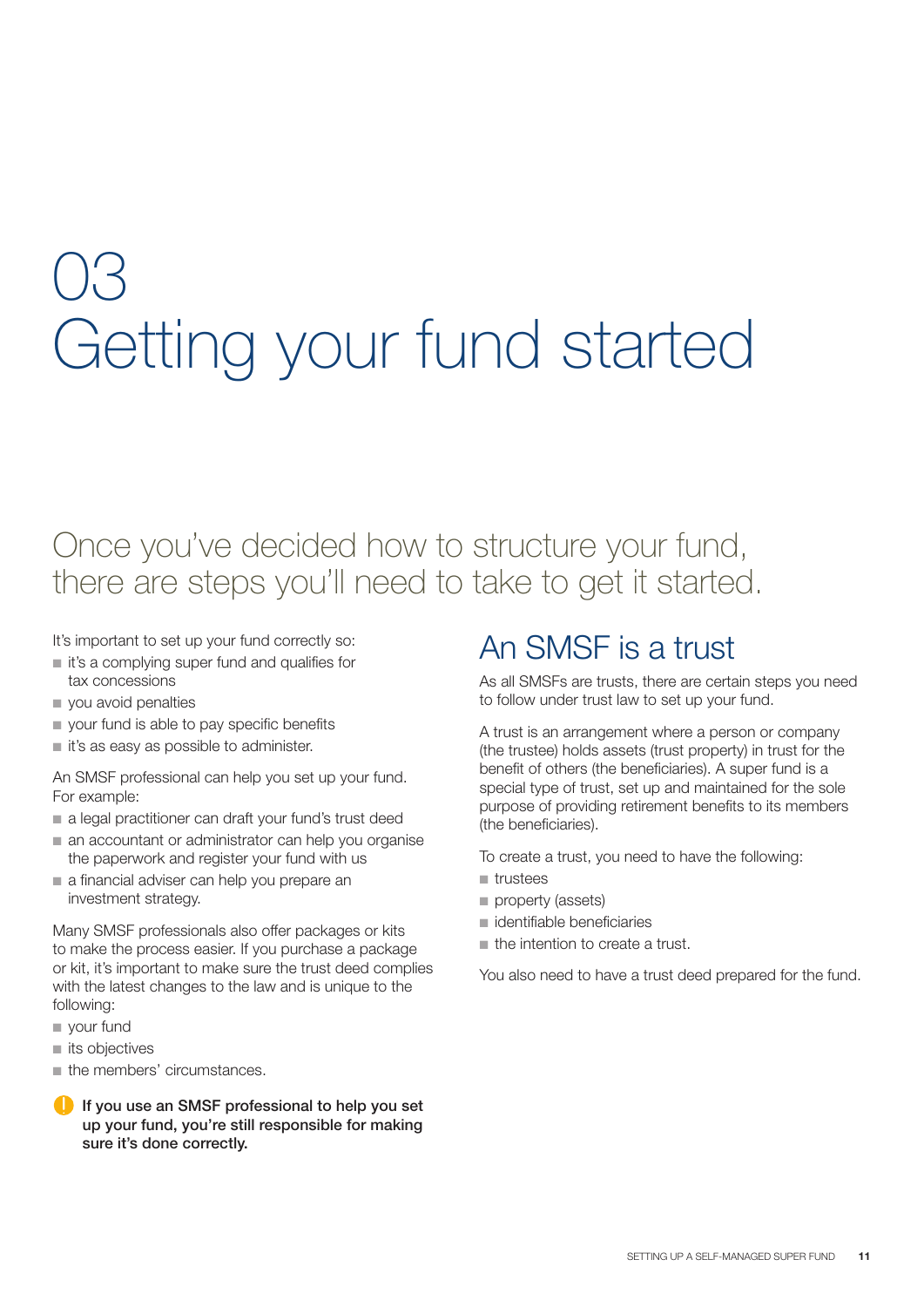# 03 Getting your fund started

## Once you've decided how to structure your fund, there are steps you'll need to take to get it started.

It's important to set up your fund correctly so:

- it's a complying super fund and qualifies for tax concessions
- you avoid penalties
- your fund is able to pay specific benefits
- it's as easy as possible to administer.

An SMSF professional can help you set up your fund. For example:

- a legal practitioner can draft your fund's trust deed
- an accountant or administrator can help you organise the paperwork and register your fund with us
- a financial adviser can help you prepare an investment strategy.

Many SMSF professionals also offer packages or kits to make the process easier. If you purchase a package or kit, it's important to make sure the trust deed complies with the latest changes to the law and is unique to the following:

- your fund
- its objectives
- the members' circumstances.

**If you use an SMSF professional to help you set up your fund, you're still responsible for making sure it's done correctly.**

## An SMSF is a trust

As all SMSFs are trusts, there are certain steps you need to follow under trust law to set up your fund.

A trust is an arrangement where a person or company (the trustee) holds assets (trust property) in trust for the benefit of others (the beneficiaries). A super fund is a special type of trust, set up and maintained for the sole purpose of providing retirement benefits to its members (the beneficiaries).

To create a trust, you need to have the following:

- trustees
- property (assets)
- identifiable beneficiaries
- the intention to create a trust.

You also need to have a trust deed prepared for the fund.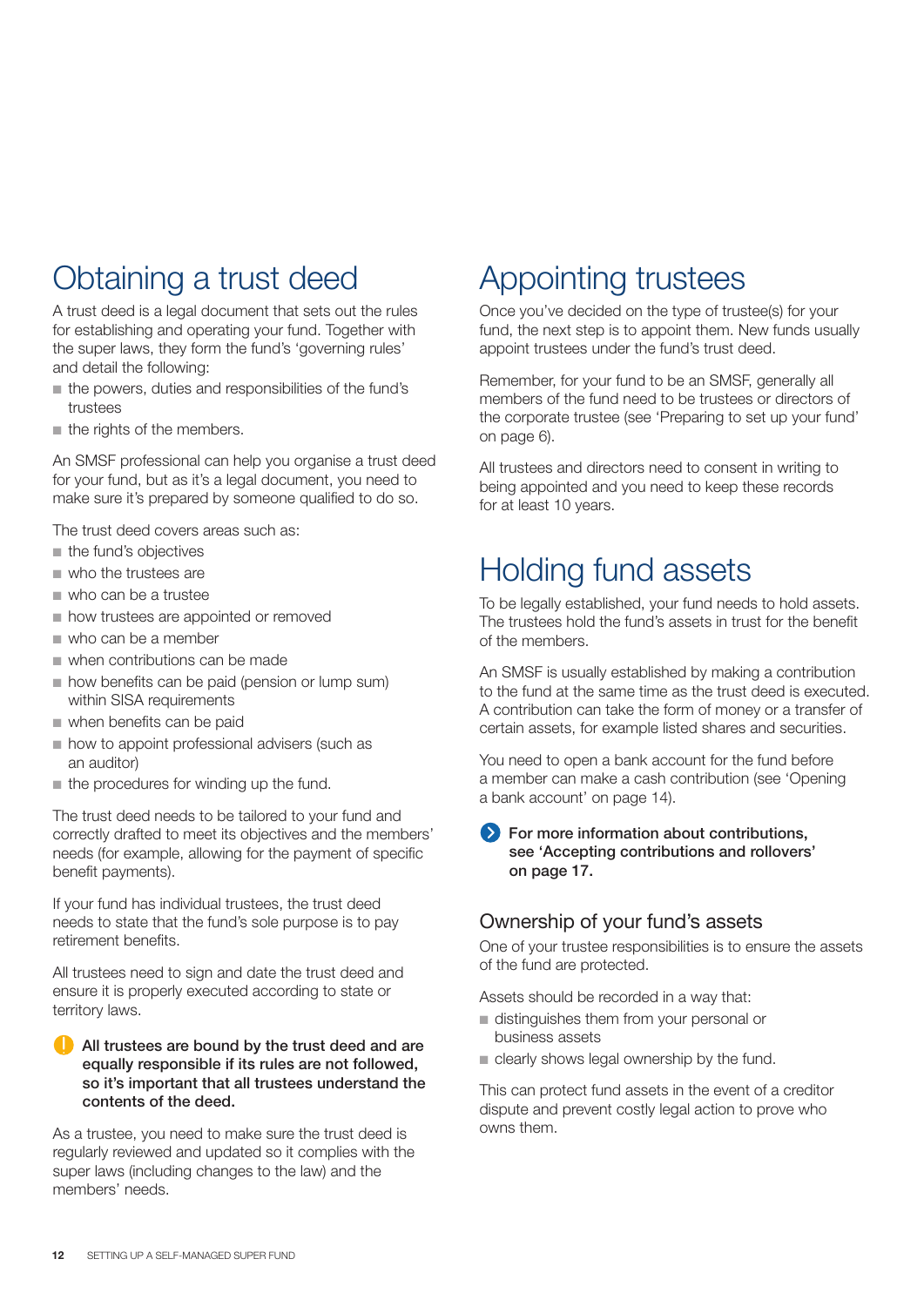# Obtaining a trust deed

A trust deed is a legal document that sets out the rules for establishing and operating your fund. Together with the super laws, they form the fund's 'governing rules' and detail the following:

- the powers, duties and responsibilities of the fund's trustees
- the rights of the members.

An SMSF professional can help you organise a trust deed for your fund, but as it's a legal document, you need to make sure it's prepared by someone qualified to do so.

The trust deed covers areas such as:

- the fund's objectives
- who the trustees are
- who can be a trustee
- how trustees are appointed or removed
- who can be a member
- when contributions can be made
- how benefits can be paid (pension or lump sum) within SISA requirements
- when benefits can be paid
- how to appoint professional advisers (such as an auditor)
- the procedures for winding up the fund.

The trust deed needs to be tailored to your fund and correctly drafted to meet its objectives and the members' needs (for example, allowing for the payment of specific benefit payments).

If your fund has individual trustees, the trust deed needs to state that the fund's sole purpose is to pay retirement benefits.

All trustees need to sign and date the trust deed and ensure it is properly executed according to state or territory laws.

**All trustees are bound by the trust deed and are equally responsible if its rules are not followed, so it's important that all trustees understand the contents of the deed.**

As a trustee, you need to make sure the trust deed is regularly reviewed and updated so it complies with the super laws (including changes to the law) and the members' needs.

# Appointing trustees

Once you've decided on the type of trustee(s) for your fund, the next step is to appoint them. New funds usually appoint trustees under the fund's trust deed.

Remember, for your fund to be an SMSF, generally all members of the fund need to be trustees or directors of the corporate trustee (see 'Preparing to set up your fund' on page 6).

All trustees and directors need to consent in writing to being appointed and you need to keep these records for at least 10 years.

# Holding fund assets

To be legally established, your fund needs to hold assets. The trustees hold the fund's assets in trust for the benefit of the members.

An SMSF is usually established by making a contribution to the fund at the same time as the trust deed is executed. A contribution can take the form of money or a transfer of certain assets, for example listed shares and securities.

You need to open a bank account for the fund before a member can make a cash contribution (see 'Opening a bank account' on page 14).

**For more information about contributions, see 'Accepting contributions and rollovers' on page 17.**

## Ownership of your fund's assets

One of your trustee responsibilities is to ensure the assets of the fund are protected.

Assets should be recorded in a way that:

- distinguishes them from your personal or business assets
- clearly shows legal ownership by the fund.

This can protect fund assets in the event of a creditor dispute and prevent costly legal action to prove who owns them.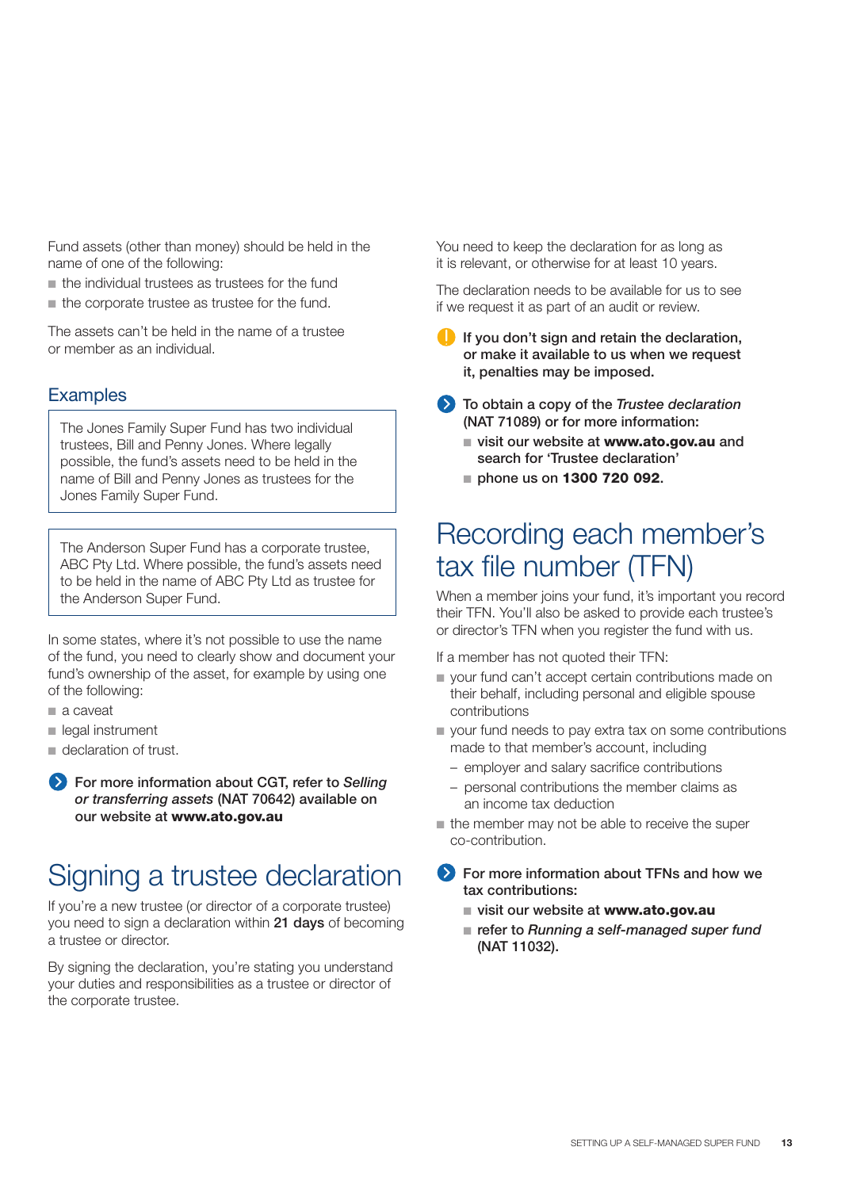Fund assets (other than money) should be held in the name of one of the following:

- the individual trustees as trustees for the fund
- the corporate trustee as trustee for the fund.

The assets can't be held in the name of a trustee or member as an individual.

## Examples

> The Jones Family Super Fund has two individual trustees, Bill and Penny Jones. Where legally possible, the fund's assets need to be held in the name of Bill and Penny Jones as trustees for the Jones Family Super Fund.

> The Anderson Super Fund has a corporate trustee, ABC Pty Ltd. Where possible, the fund's assets need to be held in the name of ABC Pty Ltd as trustee for the Anderson Super Fund.

In some states, where it's not possible to use the name of the fund, you need to clearly show and document your fund's ownership of the asset, for example by using one of the following:

- a caveat
- legal instrument
- declaration of trust.

**For more information about CGT, refer to *Selling or transferring assets* (NAT 70642) available on our website at www.ato.gov.au**

# Signing a trustee declaration

If you're a new trustee (or director of a corporate trustee) you need to sign a declaration within **21 days** of becoming a trustee or director.

By signing the declaration, you're stating you understand your duties and responsibilities as a trustee or director of the corporate trustee.

You need to keep the declaration for as long as it is relevant, or otherwise for at least 10 years.

The declaration needs to be available for us to see if we request it as part of an audit or review.

**If you don't sign and retain the declaration, or make it available to us when we request it, penalties may be imposed.**

**To obtain a copy of the *Trustee declaration* (NAT 71089) or for more information:**

- **visit our website at www.ato.gov.au and search for 'Trustee declaration'**
- **phone us on 1300 720 092.**

# Recording each member's tax file number (TFN)

When a member joins your fund, it's important you record their TFN. You'll also be asked to provide each trustee's or director's TFN when you register the fund with us.

If a member has not quoted their TFN:

- your fund can't accept certain contributions made on their behalf, including personal and eligible spouse contributions
- your fund needs to pay extra tax on some contributions made to that member's account, including
  - employer and salary sacrifice contributions
  - personal contributions the member claims as an income tax deduction
- the member may not be able to receive the super co-contribution.

**For more information about TFNs and how we tax contributions:**

- **visit our website at www.ato.gov.au**
- **refer to *Running a self-managed super fund* (NAT 11032).**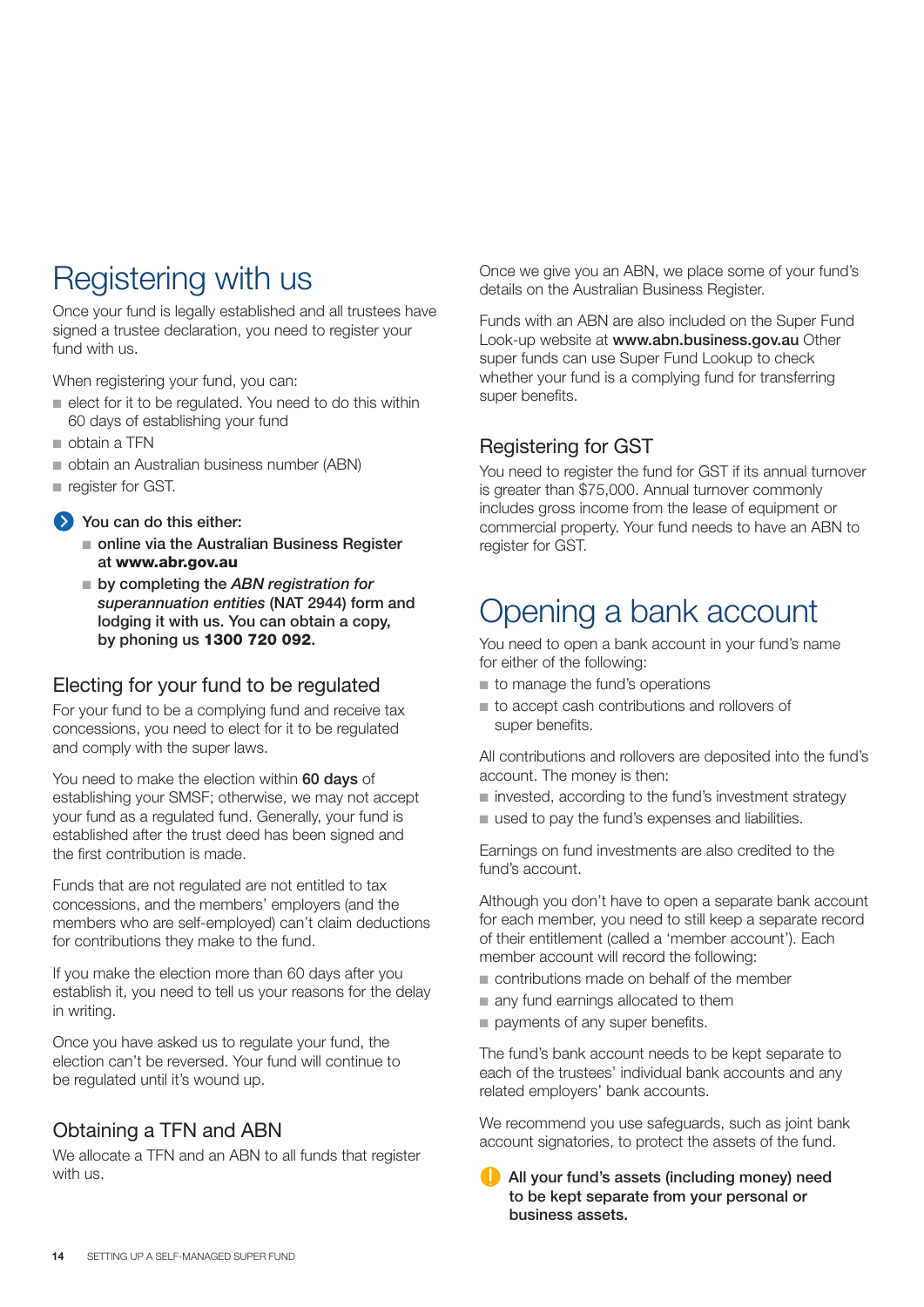# Registering with us

Once your fund is legally established and all trustees have signed a trustee declaration, you need to register your fund with us.

When registering your fund, you can:

- elect for it to be regulated. You need to do this within 60 days of establishing your fund
- obtain a TFN
- obtain an Australian business number (ABN)
- register for GST.

**You can do this either:**

- **online via the Australian Business Register at www.abr.gov.au**
- **by completing the *ABN registration for superannuation entities* (NAT 2944) form and lodging it with us. You can obtain a copy, by phoning us 1300 720 092.**

## Electing for your fund to be regulated

For your fund to be a complying fund and receive tax concessions, you need to elect for it to be regulated and comply with the super laws.

You need to make the election within **60 days** of establishing your SMSF; otherwise, we may not accept your fund as a regulated fund. Generally, your fund is established after the trust deed has been signed and the first contribution is made.

Funds that are not regulated are not entitled to tax concessions, and the members' employers (and the members who are self-employed) can't claim deductions for contributions they make to the fund.

If you make the election more than 60 days after you establish it, you need to tell us your reasons for the delay in writing.

Once you have asked us to regulate your fund, the election can't be reversed. Your fund will continue to be regulated until it's wound up.

## Obtaining a TFN and ABN

We allocate a TFN and an ABN to all funds that register with us.

Once we give you an ABN, we place some of your fund's details on the Australian Business Register.

Funds with an ABN are also included on the Super Fund Look-up website at **www.abn.business.gov.au** Other super funds can use Super Fund Lookup to check whether your fund is a complying fund for transferring super benefits.

## Registering for GST

You need to register the fund for GST if its annual turnover is greater than $75,000. Annual turnover commonly includes gross income from the lease of equipment or commercial property. Your fund needs to have an ABN to register for GST.

# Opening a bank account

You need to open a bank account in your fund's name for either of the following:

- to manage the fund's operations
- to accept cash contributions and rollovers of super benefits.

All contributions and rollovers are deposited into the fund's account. The money is then:

- invested, according to the fund's investment strategy
- used to pay the fund's expenses and liabilities.

Earnings on fund investments are also credited to the fund's account.

Although you don't have to open a separate bank account for each member, you need to still keep a separate record of their entitlement (called a 'member account'). Each member account will record the following:

- contributions made on behalf of the member
- any fund earnings allocated to them
- payments of any super benefits.

The fund's bank account needs to be kept separate to each of the trustees' individual bank accounts and any related employers' bank accounts.

We recommend you use safeguards, such as joint bank account signatories, to protect the assets of the fund.

**All your fund's assets (including money) need to be kept separate from your personal or business assets.**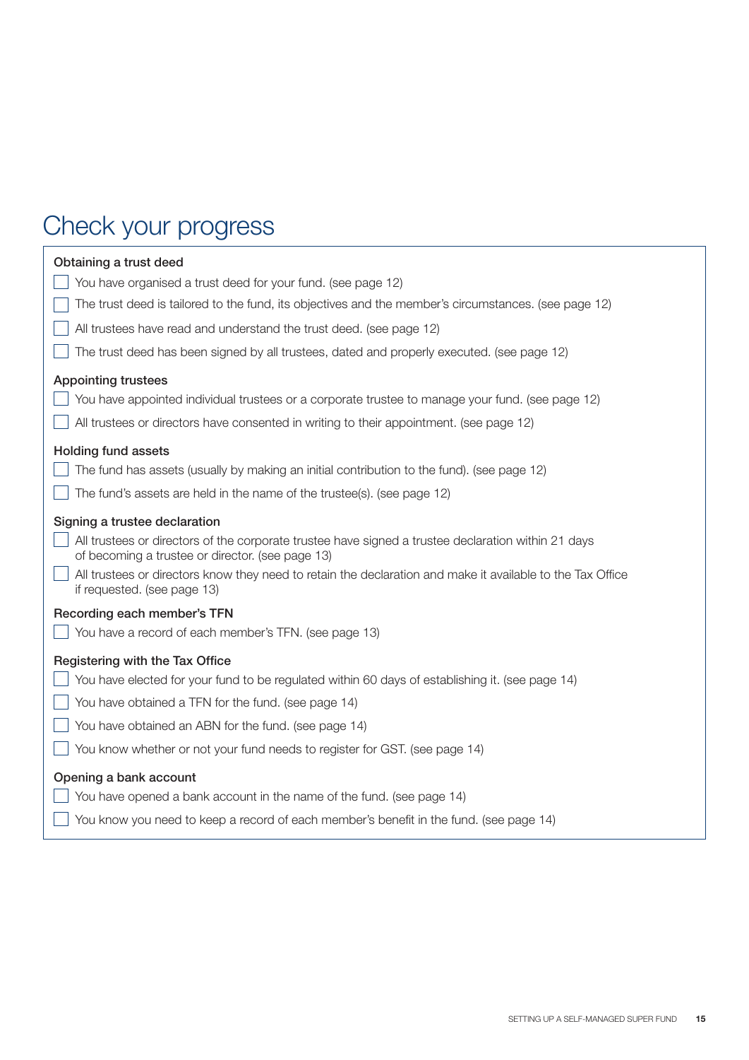# Check your progress

### Obtaining a trust deed

- [ ] You have organised a trust deed for your fund. (see page 12)
- [ ] The trust deed is tailored to the fund, its objectives and the member's circumstances. (see page 12)
- [ ] All trustees have read and understand the trust deed. (see page 12)
- [ ] The trust deed has been signed by all trustees, dated and properly executed. (see page 12)

### Appointing trustees

- [ ] You have appointed individual trustees or a corporate trustee to manage your fund. (see page 12)
- [ ] All trustees or directors have consented in writing to their appointment. (see page 12)

### Holding fund assets

- [ ] The fund has assets (usually by making an initial contribution to the fund). (see page 12)
- [ ] The fund's assets are held in the name of the trustee(s). (see page 12)

### Signing a trustee declaration

- [ ] All trustees or directors of the corporate trustee have signed a trustee declaration within 21 days of becoming a trustee or director. (see page 13)
- [ ] All trustees or directors know they need to retain the declaration and make it available to the Tax Office if requested. (see page 13)

### Recording each member's TFN

- [ ] You have a record of each member's TFN. (see page 13)

### Registering with the Tax Office

- [ ] You have elected for your fund to be regulated within 60 days of establishing it. (see page 14)
- [ ] You have obtained a TFN for the fund. (see page 14)
- [ ] You have obtained an ABN for the fund. (see page 14)
- [ ] You know whether or not your fund needs to register for GST. (see page 14)

### Opening a bank account

- [ ] You have opened a bank account in the name of the fund. (see page 14)
- [ ] You know you need to keep a record of each member's benefit in the fund. (see page 14)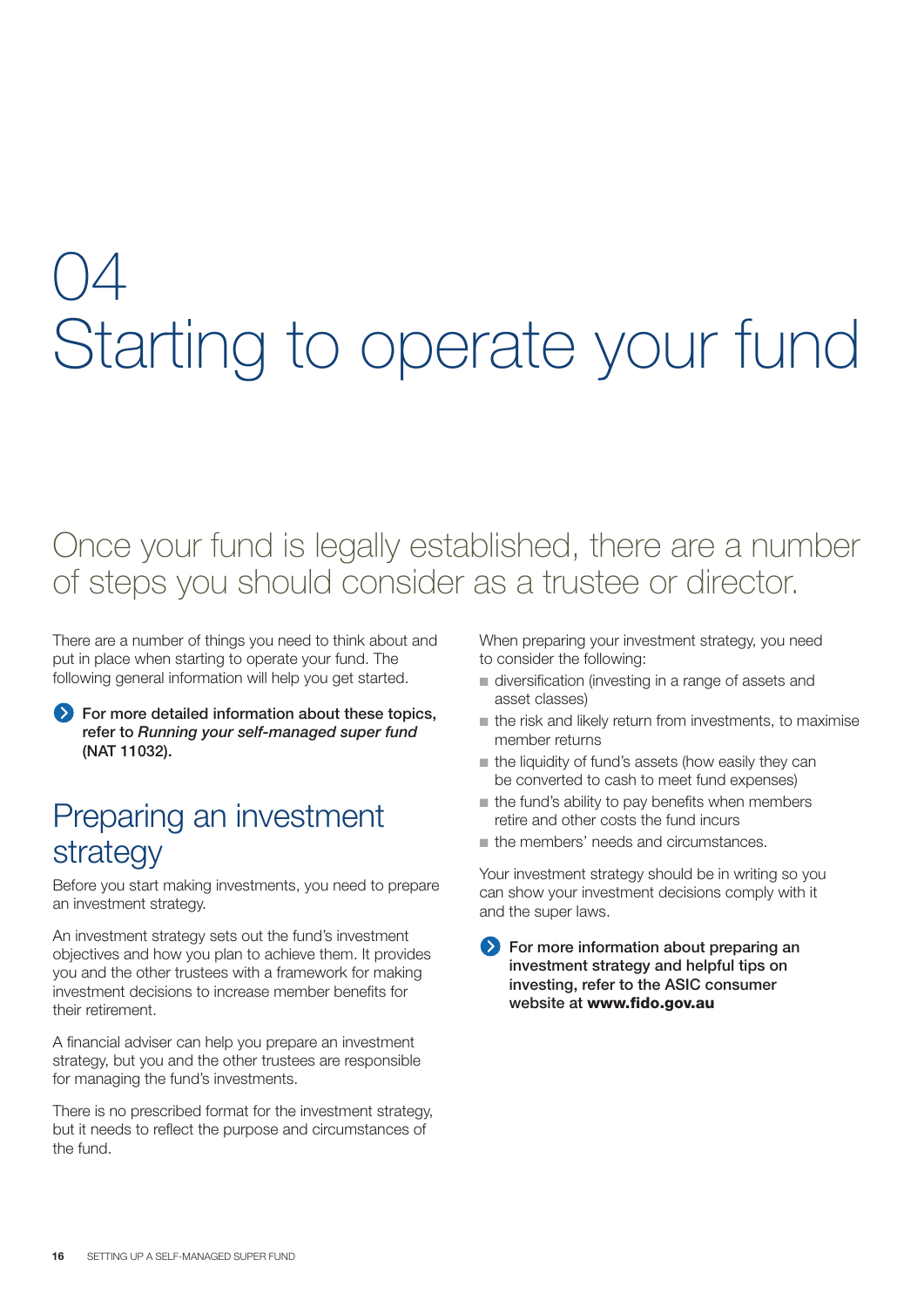# 04 Starting to operate your fund

## Once your fund is legally established, there are a number of steps you should consider as a trustee or director.

There are a number of things you need to think about and put in place when starting to operate your fund. The following general information will help you get started.

**For more detailed information about these topics, refer to *Running your self-managed super fund* (NAT 11032).**

## Preparing an investment strategy

Before you start making investments, you need to prepare an investment strategy.

An investment strategy sets out the fund's investment objectives and how you plan to achieve them. It provides you and the other trustees with a framework for making investment decisions to increase member benefits for their retirement.

A financial adviser can help you prepare an investment strategy, but you and the other trustees are responsible for managing the fund's investments.

There is no prescribed format for the investment strategy, but it needs to reflect the purpose and circumstances of the fund.

When preparing your investment strategy, you need to consider the following:

- diversification (investing in a range of assets and asset classes)
- the risk and likely return from investments, to maximise member returns
- the liquidity of fund's assets (how easily they can be converted to cash to meet fund expenses)
- the fund's ability to pay benefits when members retire and other costs the fund incurs
- the members' needs and circumstances.

Your investment strategy should be in writing so you can show your investment decisions comply with it and the super laws.

**For more information about preparing an investment strategy and helpful tips on investing, refer to the ASIC consumer website at www.fido.gov.au**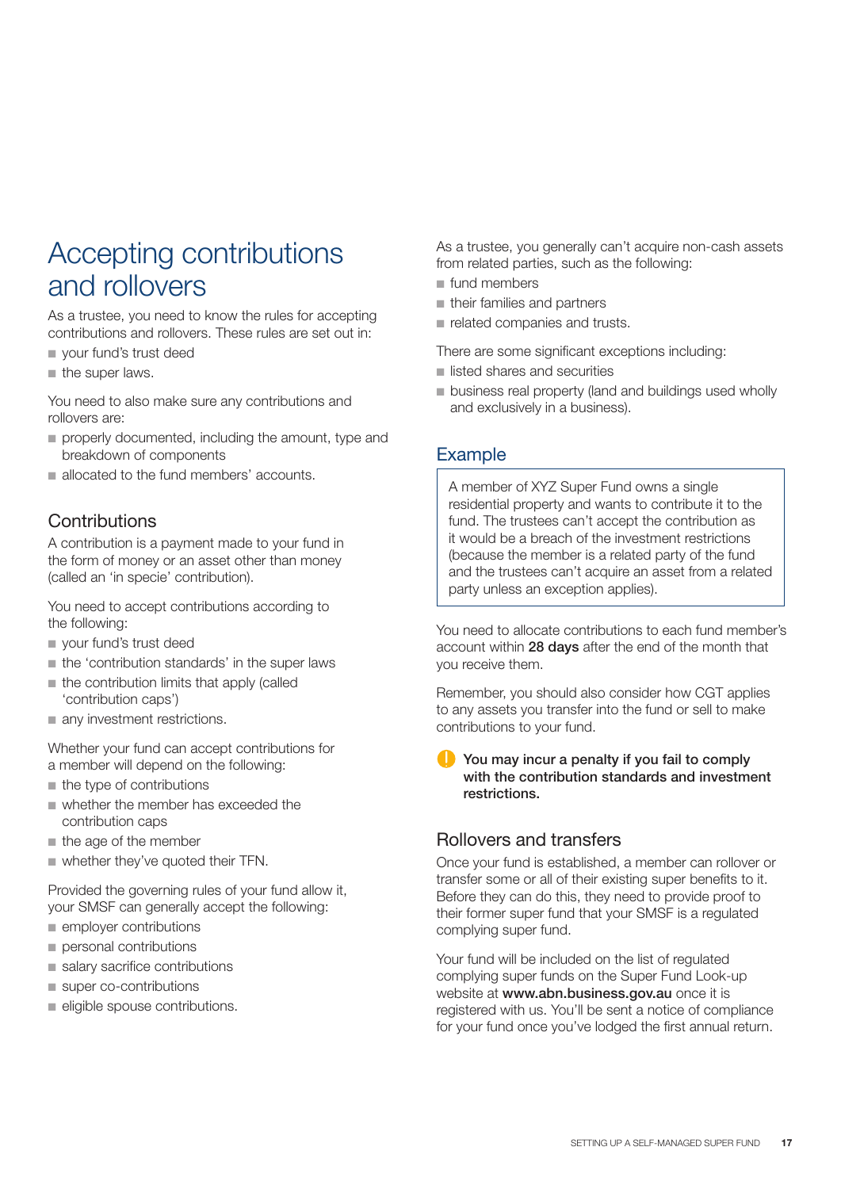# Accepting contributions and rollovers

As a trustee, you need to know the rules for accepting contributions and rollovers. These rules are set out in:

- your fund's trust deed
- the super laws.

You need to also make sure any contributions and rollovers are:

- properly documented, including the amount, type and breakdown of components
- allocated to the fund members' accounts.

## Contributions

A contribution is a payment made to your fund in the form of money or an asset other than money (called an 'in specie' contribution).

You need to accept contributions according to the following:

- your fund's trust deed
- the 'contribution standards' in the super laws
- the contribution limits that apply (called 'contribution caps')
- any investment restrictions.

Whether your fund can accept contributions for a member will depend on the following:

- the type of contributions
- whether the member has exceeded the contribution caps
- the age of the member
- whether they've quoted their TFN.

Provided the governing rules of your fund allow it, your SMSF can generally accept the following:

- employer contributions
- personal contributions
- salary sacrifice contributions
- super co-contributions
- eligible spouse contributions.

As a trustee, you generally can't acquire non-cash assets from related parties, such as the following:

- fund members
- their families and partners
- related companies and trusts.

There are some significant exceptions including:

- listed shares and securities
- business real property (land and buildings used wholly and exclusively in a business).

## Example

> A member of XYZ Super Fund owns a single residential property and wants to contribute it to the fund. The trustees can't accept the contribution as it would be a breach of the investment restrictions (because the member is a related party of the fund and the trustees can't acquire an asset from a related party unless an exception applies).

You need to allocate contributions to each fund member's account within **28 days** after the end of the month that you receive them.

Remember, you should also consider how CGT applies to any assets you transfer into the fund or sell to make contributions to your fund.

**You may incur a penalty if you fail to comply with the contribution standards and investment restrictions.**

## Rollovers and transfers

Once your fund is established, a member can rollover or transfer some or all of their existing super benefits to it. Before they can do this, they need to provide proof to their former super fund that your SMSF is a regulated complying super fund.

Your fund will be included on the list of regulated complying super funds on the Super Fund Look-up website at **www.abn.business.gov.au** once it is registered with us. You'll be sent a notice of compliance for your fund once you've lodged the first annual return.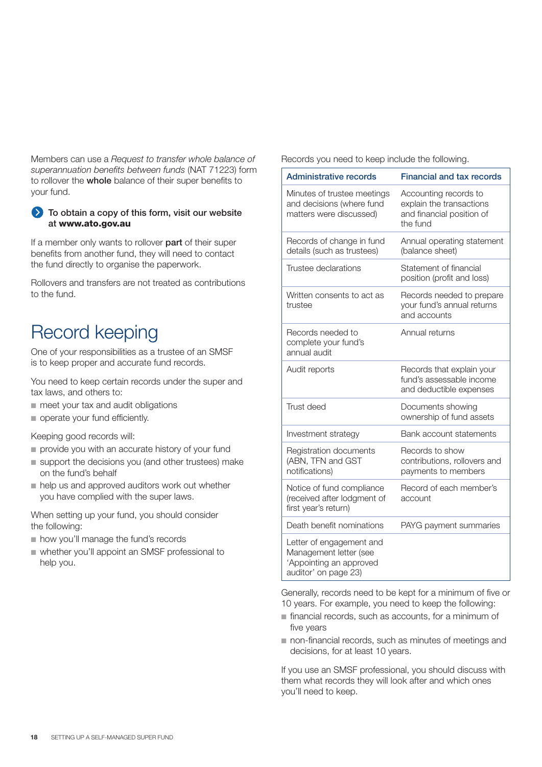Members can use a *Request to transfer whole balance of superannuation benefits between funds* (NAT 71223) form to rollover the **whole** balance of their super benefits to your fund.

**To obtain a copy of this form, visit our website at www.ato.gov.au**

If a member only wants to rollover **part** of their super benefits from another fund, they will need to contact the fund directly to organise the paperwork.

Rollovers and transfers are not treated as contributions to the fund.

# Record keeping

One of your responsibilities as a trustee of an SMSF is to keep proper and accurate fund records.

You need to keep certain records under the super and tax laws, and others to:

- meet your tax and audit obligations
- operate your fund efficiently.

Keeping good records will:

- provide you with an accurate history of your fund
- support the decisions you (and other trustees) make on the fund's behalf
- help us and approved auditors work out whether you have complied with the super laws.

When setting up your fund, you should consider the following:

- how you'll manage the fund's records
- whether you'll appoint an SMSF professional to help you.

Records you need to keep include the following.

| Administrative records | Financial and tax records |
|---|---|
| Minutes of trustee meetings and decisions (where fund matters were discussed) | Accounting records to explain the transactions and financial position of the fund |
| Records of change in fund details (such as trustees) | Annual operating statement (balance sheet) |
| Trustee declarations | Statement of financial position (profit and loss) |
| Written consents to act as trustee | Records needed to prepare your fund's annual returns and accounts |
| Records needed to complete your fund's annual audit | Annual returns |
| Audit reports | Records that explain your fund's assessable income and deductible expenses |
| Trust deed | Documents showing ownership of fund assets |
| Investment strategy | Bank account statements |
| Registration documents (ABN, TFN and GST notifications) | Records to show contributions, rollovers and payments to members |
| Notice of fund compliance (received after lodgment of first year's return) | Record of each member's account |
| Death benefit nominations | PAYG payment summaries |
| Letter of engagement and Management letter (see 'Appointing an approved auditor' on page 23) | |

Generally, records need to be kept for a minimum of five or 10 years. For example, you need to keep the following:

- financial records, such as accounts, for a minimum of five years
- non-financial records, such as minutes of meetings and decisions, for at least 10 years.

If you use an SMSF professional, you should discuss with them what records they will look after and which ones you'll need to keep.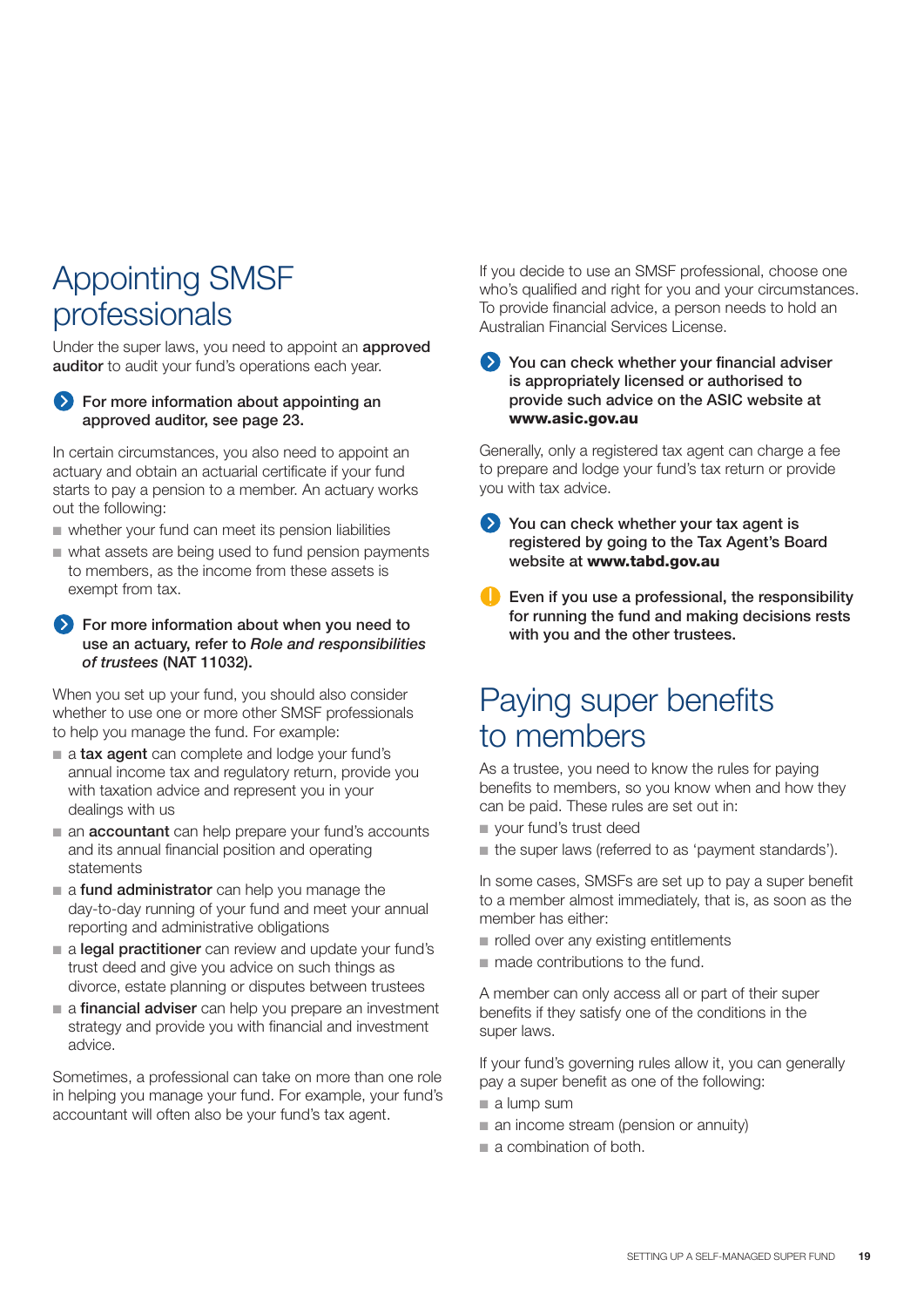# Appointing SMSF professionals

Under the super laws, you need to appoint an **approved auditor** to audit your fund's operations each year.

**For more information about appointing an approved auditor, see page 23.**

In certain circumstances, you also need to appoint an actuary and obtain an actuarial certificate if your fund starts to pay a pension to a member. An actuary works out the following:

- whether your fund can meet its pension liabilities
- what assets are being used to fund pension payments to members, as the income from these assets is exempt from tax.

**For more information about when you need to use an actuary, refer to *Role and responsibilities of trustees* (NAT 11032).**

When you set up your fund, you should also consider whether to use one or more other SMSF professionals to help you manage the fund. For example:

- a **tax agent** can complete and lodge your fund's annual income tax and regulatory return, provide you with taxation advice and represent you in your dealings with us
- an **accountant** can help prepare your fund's accounts and its annual financial position and operating statements
- a **fund administrator** can help you manage the day-to-day running of your fund and meet your annual reporting and administrative obligations
- a **legal practitioner** can review and update your fund's trust deed and give you advice on such things as divorce, estate planning or disputes between trustees
- a **financial adviser** can help you prepare an investment strategy and provide you with financial and investment advice.

Sometimes, a professional can take on more than one role in helping you manage your fund. For example, your fund's accountant will often also be your fund's tax agent.

If you decide to use an SMSF professional, choose one who's qualified and right for you and your circumstances. To provide financial advice, a person needs to hold an Australian Financial Services License.

**You can check whether your financial adviser is appropriately licensed or authorised to provide such advice on the ASIC website at www.asic.gov.au**

Generally, only a registered tax agent can charge a fee to prepare and lodge your fund's tax return or provide you with tax advice.

**You can check whether your tax agent is registered by going to the Tax Agent's Board website at www.tabd.gov.au**

**Even if you use a professional, the responsibility for running the fund and making decisions rests with you and the other trustees.**

# Paying super benefits to members

As a trustee, you need to know the rules for paying benefits to members, so you know when and how they can be paid. These rules are set out in:

- your fund's trust deed
- the super laws (referred to as 'payment standards').

In some cases, SMSFs are set up to pay a super benefit to a member almost immediately, that is, as soon as the member has either:

- rolled over any existing entitlements
- made contributions to the fund.

A member can only access all or part of their super benefits if they satisfy one of the conditions in the super laws.

If your fund's governing rules allow it, you can generally pay a super benefit as one of the following:

- a lump sum
- an income stream (pension or annuity)
- a combination of both.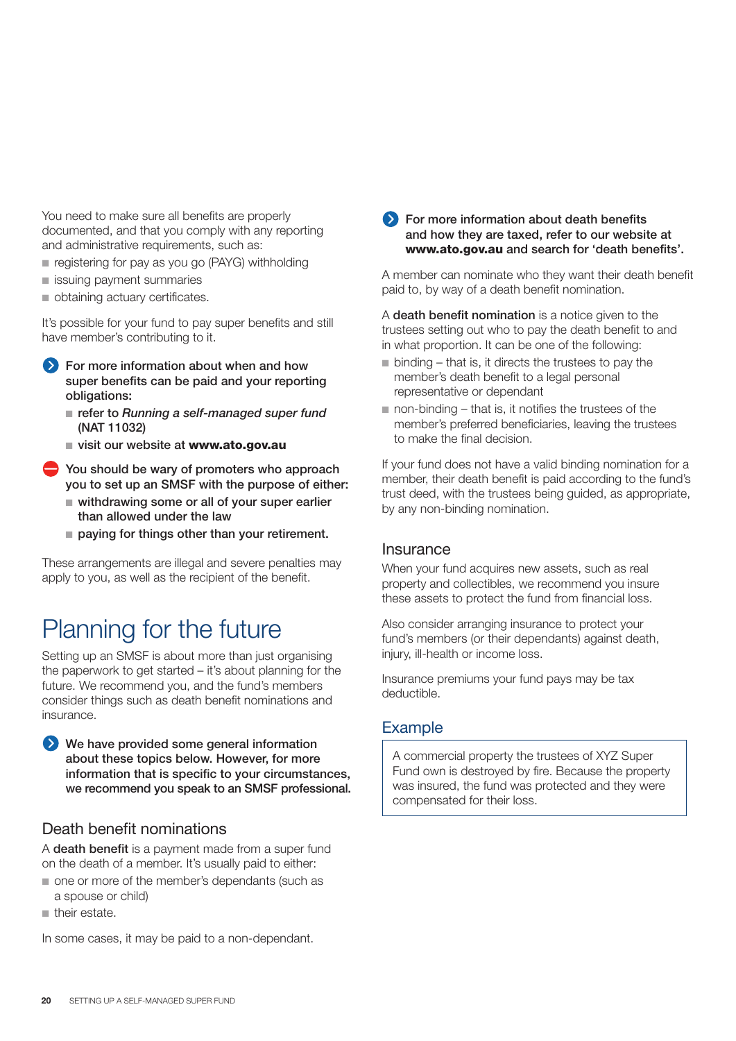You need to make sure all benefits are properly documented, and that you comply with any reporting and administrative requirements, such as:

- registering for pay as you go (PAYG) withholding
- issuing payment summaries
- obtaining actuary certificates.

It's possible for your fund to pay super benefits and still have member's contributing to it.

**For more information about when and how super benefits can be paid and your reporting obligations:**

- **refer to *Running a self-managed super fund* (NAT 11032)**
- **visit our website at www.ato.gov.au**

**You should be wary of promoters who approach you to set up an SMSF with the purpose of either:**

- **withdrawing some or all of your super earlier than allowed under the law**
- **paying for things other than your retirement.**

These arrangements are illegal and severe penalties may apply to you, as well as the recipient of the benefit.

# Planning for the future

Setting up an SMSF is about more than just organising the paperwork to get started – it's about planning for the future. We recommend you, and the fund's members consider things such as death benefit nominations and insurance.

**We have provided some general information about these topics below. However, for more information that is specific to your circumstances, we recommend you speak to an SMSF professional.**

## Death benefit nominations

A **death benefit** is a payment made from a super fund on the death of a member. It's usually paid to either:

- one or more of the member's dependants (such as a spouse or child)
- their estate.

In some cases, it may be paid to a non-dependant.

**For more information about death benefits and how they are taxed, refer to our website at www.ato.gov.au and search for 'death benefits'.**

A member can nominate who they want their death benefit paid to, by way of a death benefit nomination.

A **death benefit nomination** is a notice given to the trustees setting out who to pay the death benefit to and in what proportion. It can be one of the following:

- binding – that is, it directs the trustees to pay the member's death benefit to a legal personal representative or dependant
- non-binding – that is, it notifies the trustees of the member's preferred beneficiaries, leaving the trustees to make the final decision.

If your fund does not have a valid binding nomination for a member, their death benefit is paid according to the fund's trust deed, with the trustees being guided, as appropriate, by any non-binding nomination.

## Insurance

When your fund acquires new assets, such as real property and collectibles, we recommend you insure these assets to protect the fund from financial loss.

Also consider arranging insurance to protect your fund's members (or their dependants) against death, injury, ill-health or income loss.

Insurance premiums your fund pays may be tax deductible.

## Example

A commercial property the trustees of XYZ Super Fund own is destroyed by fire. Because the property was insured, the fund was protected and they were compensated for their loss.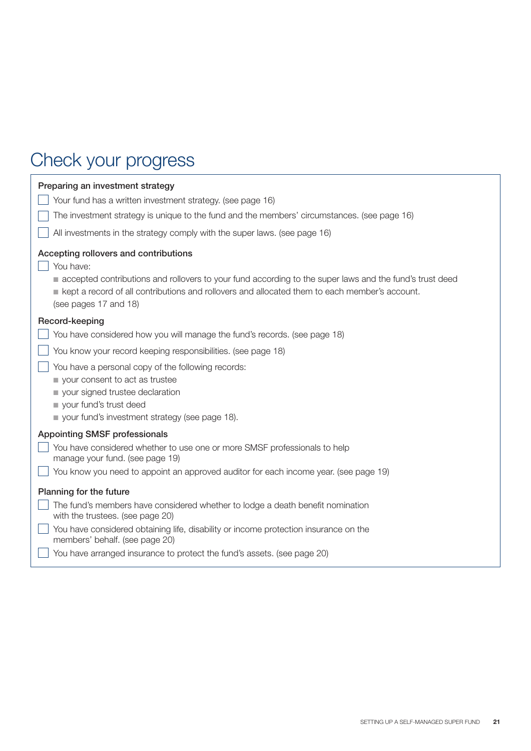# Check your progress

### Preparing an investment strategy

- [ ] Your fund has a written investment strategy. (see page 16)
- [ ] The investment strategy is unique to the fund and the members' circumstances. (see page 16)
- [ ] All investments in the strategy comply with the super laws. (see page 16)

### Accepting rollovers and contributions

- [ ] You have:
  - accepted contributions and rollovers to your fund according to the super laws and the fund's trust deed
  - kept a record of all contributions and rollovers and allocated them to each member's account.

  (see pages 17 and 18)

### Record-keeping

- [ ] You have considered how you will manage the fund's records. (see page 18)
- [ ] You know your record keeping responsibilities. (see page 18)
- [ ] You have a personal copy of the following records:
  - your consent to act as trustee
  - your signed trustee declaration
  - your fund's trust deed
  - your fund's investment strategy (see page 18).

### Appointing SMSF professionals

- [ ] You have considered whether to use one or more SMSF professionals to help manage your fund. (see page 19)
- [ ] You know you need to appoint an approved auditor for each income year. (see page 19)

### Planning for the future

- [ ] The fund's members have considered whether to lodge a death benefit nomination with the trustees. (see page 20)
- [ ] You have considered obtaining life, disability or income protection insurance on the members' behalf. (see page 20)
- [ ] You have arranged insurance to protect the fund's assets. (see page 20)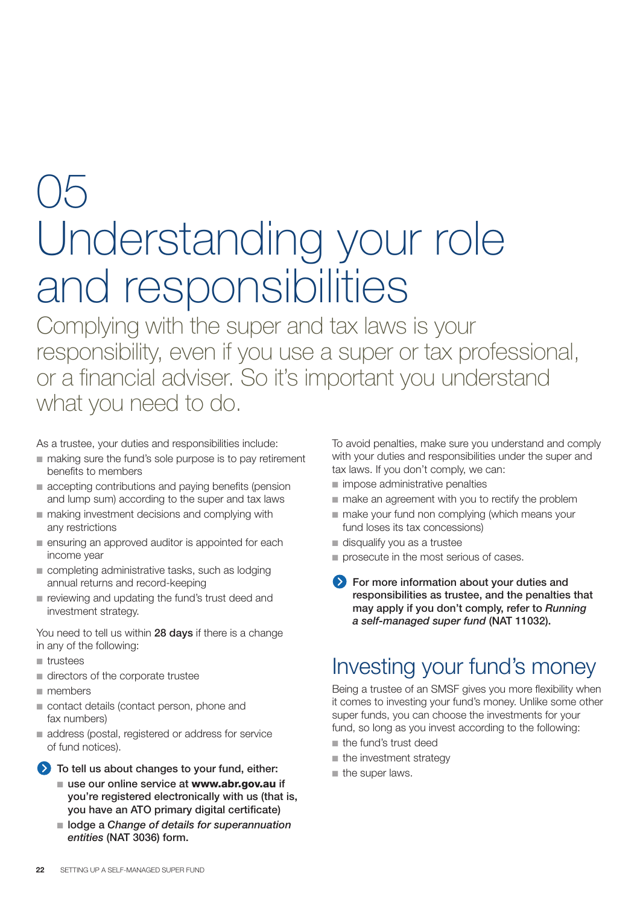# 05 Understanding your role and responsibilities

Complying with the super and tax laws is your responsibility, even if you use a super or tax professional, or a financial adviser. So it's important you understand what you need to do.

As a trustee, your duties and responsibilities include:

- making sure the fund's sole purpose is to pay retirement benefits to members
- accepting contributions and paying benefits (pension and lump sum) according to the super and tax laws
- making investment decisions and complying with any restrictions
- ensuring an approved auditor is appointed for each income year
- completing administrative tasks, such as lodging annual returns and record-keeping
- reviewing and updating the fund's trust deed and investment strategy.

You need to tell us within **28 days** if there is a change in any of the following:

- trustees
- directors of the corporate trustee
- members
- contact details (contact person, phone and fax numbers)
- address (postal, registered or address for service of fund notices).

**To tell us about changes to your fund, either:**

- **use our online service at www.abr.gov.au if you're registered electronically with us (that is, you have an ATO primary digital certificate)**
- **lodge a *Change of details for superannuation entities* (NAT 3036) form.**

To avoid penalties, make sure you understand and comply with your duties and responsibilities under the super and tax laws. If you don't comply, we can:

- impose administrative penalties
- make an agreement with you to rectify the problem
- make your fund non complying (which means your fund loses its tax concessions)
- disqualify you as a trustee
- prosecute in the most serious of cases.

**For more information about your duties and responsibilities as trustee, and the penalties that may apply if you don't comply, refer to *Running a self-managed super fund* (NAT 11032).**

## Investing your fund's money

Being a trustee of an SMSF gives you more flexibility when it comes to investing your fund's money. Unlike some other super funds, you can choose the investments for your fund, so long as you invest according to the following:

- the fund's trust deed
- the investment strategy
- the super laws.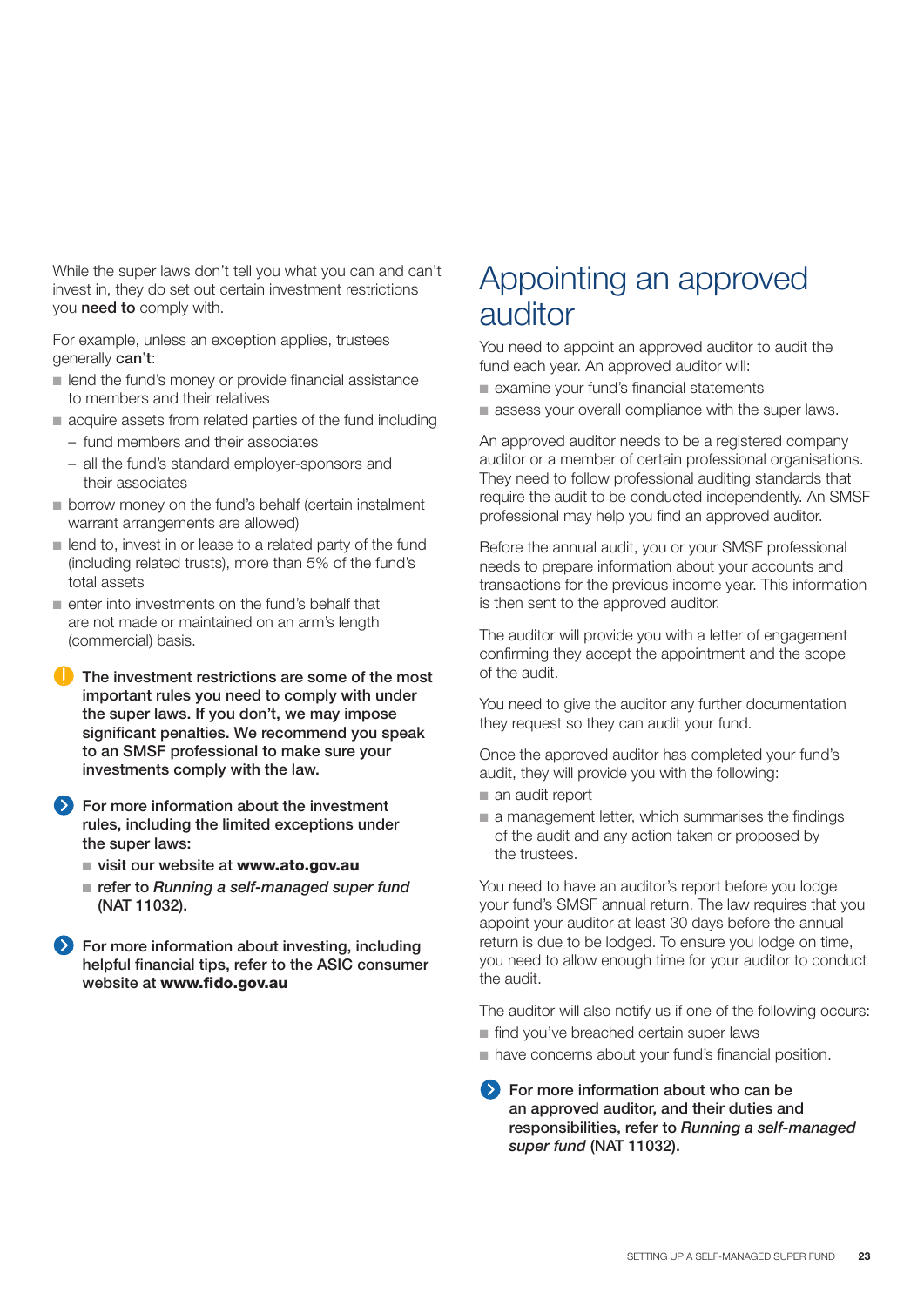While the super laws don't tell you what you can and can't invest in, they do set out certain investment restrictions you **need to** comply with.

For example, unless an exception applies, trustees generally **can't**:

- lend the fund's money or provide financial assistance to members and their relatives
- acquire assets from related parties of the fund including
  - fund members and their associates
  - all the fund's standard employer-sponsors and their associates
- borrow money on the fund's behalf (certain instalment warrant arrangements are allowed)
- lend to, invest in or lease to a related party of the fund (including related trusts), more than 5% of the fund's total assets
- enter into investments on the fund's behalf that are not made or maintained on an arm's length (commercial) basis.

**The investment restrictions are some of the most important rules you need to comply with under the super laws. If you don't, we may impose significant penalties. We recommend you speak to an SMSF professional to make sure your investments comply with the law.**

**For more information about the investment rules, including the limited exceptions under the super laws:**

- **visit our website at www.ato.gov.au**
- **refer to *Running a self-managed super fund* (NAT 11032).**

**For more information about investing, including helpful financial tips, refer to the ASIC consumer website at www.fido.gov.au**

# Appointing an approved auditor

You need to appoint an approved auditor to audit the fund each year. An approved auditor will:

- examine your fund's financial statements
- assess your overall compliance with the super laws.

An approved auditor needs to be a registered company auditor or a member of certain professional organisations. They need to follow professional auditing standards that require the audit to be conducted independently. An SMSF professional may help you find an approved auditor.

Before the annual audit, you or your SMSF professional needs to prepare information about your accounts and transactions for the previous income year. This information is then sent to the approved auditor.

The auditor will provide you with a letter of engagement confirming they accept the appointment and the scope of the audit.

You need to give the auditor any further documentation they request so they can audit your fund.

Once the approved auditor has completed your fund's audit, they will provide you with the following:

- an audit report
- a management letter, which summarises the findings of the audit and any action taken or proposed by the trustees.

You need to have an auditor's report before you lodge your fund's SMSF annual return. The law requires that you appoint your auditor at least 30 days before the annual return is due to be lodged. To ensure you lodge on time, you need to allow enough time for your auditor to conduct the audit.

The auditor will also notify us if one of the following occurs:

- find you've breached certain super laws
- have concerns about your fund's financial position.

**For more information about who can be an approved auditor, and their duties and responsibilities, refer to *Running a self-managed super fund* (NAT 11032).**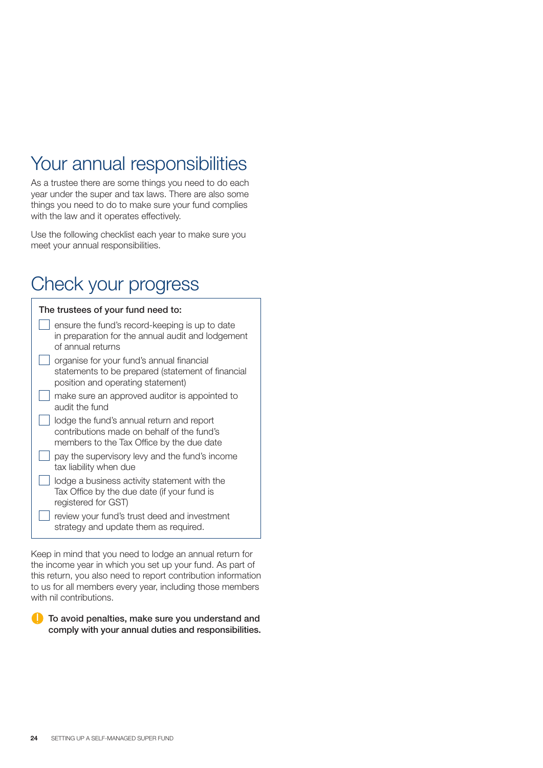# Your annual responsibilities

As a trustee there are some things you need to do each year under the super and tax laws. There are also some things you need to do to make sure your fund complies with the law and it operates effectively.

Use the following checklist each year to make sure you meet your annual responsibilities.

# Check your progress

**The trustees of your fund need to:**

- [ ] ensure the fund's record-keeping is up to date in preparation for the annual audit and lodgement of annual returns
- [ ] organise for your fund's annual financial statements to be prepared (statement of financial position and operating statement)
- [ ] make sure an approved auditor is appointed to audit the fund
- [ ] lodge the fund's annual return and report contributions made on behalf of the fund's members to the Tax Office by the due date
- [ ] pay the supervisory levy and the fund's income tax liability when due
- [ ] lodge a business activity statement with the Tax Office by the due date (if your fund is registered for GST)
- [ ] review your fund's trust deed and investment strategy and update them as required.

Keep in mind that you need to lodge an annual return for the income year in which you set up your fund. As part of this return, you also need to report contribution information to us for all members every year, including those members with nil contributions.

**To avoid penalties, make sure you understand and comply with your annual duties and responsibilities.**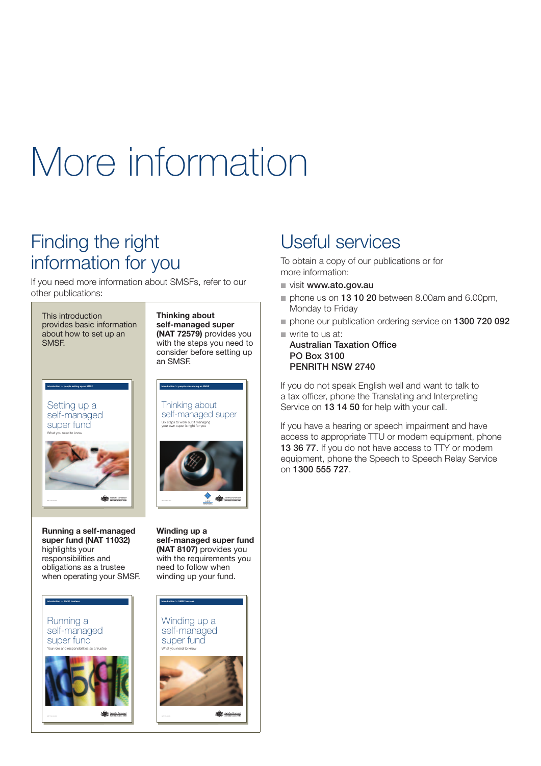# More information

## Finding the right information for you

If you need more information about SMSFs, refer to our other publications:

This introduction provides basic information about how to set up an SMSF.

**Thinking about self-managed super (NAT 72579)** provides you with the steps you need to consider before setting up an SMSF.

**Running a self-managed super fund (NAT 11032)** highlights your responsibilities and obligations as a trustee when operating your SMSF.

**Winding up a self-managed super fund (NAT 8107)** provides you with the requirements you need to follow when winding up your fund.

## Useful services

To obtain a copy of our publications or for more information:

- visit **www.ato.gov.au**
- phone us on **13 10 20** between 8.00am and 6.00pm, Monday to Friday
- phone our publication ordering service on **1300 720 092**
- write to us at:
  **Australian Taxation Office**
  **PO Box 3100**
  **PENRITH NSW 2740**

If you do not speak English well and want to talk to a tax officer, phone the Translating and Interpreting Service on **13 14 50** for help with your call.

If you have a hearing or speech impairment and have access to appropriate TTU or modem equipment, phone **13 36 77**. If you do not have access to TTY or modem equipment, phone the Speech to Speech Relay Service on **1300 555 727**.